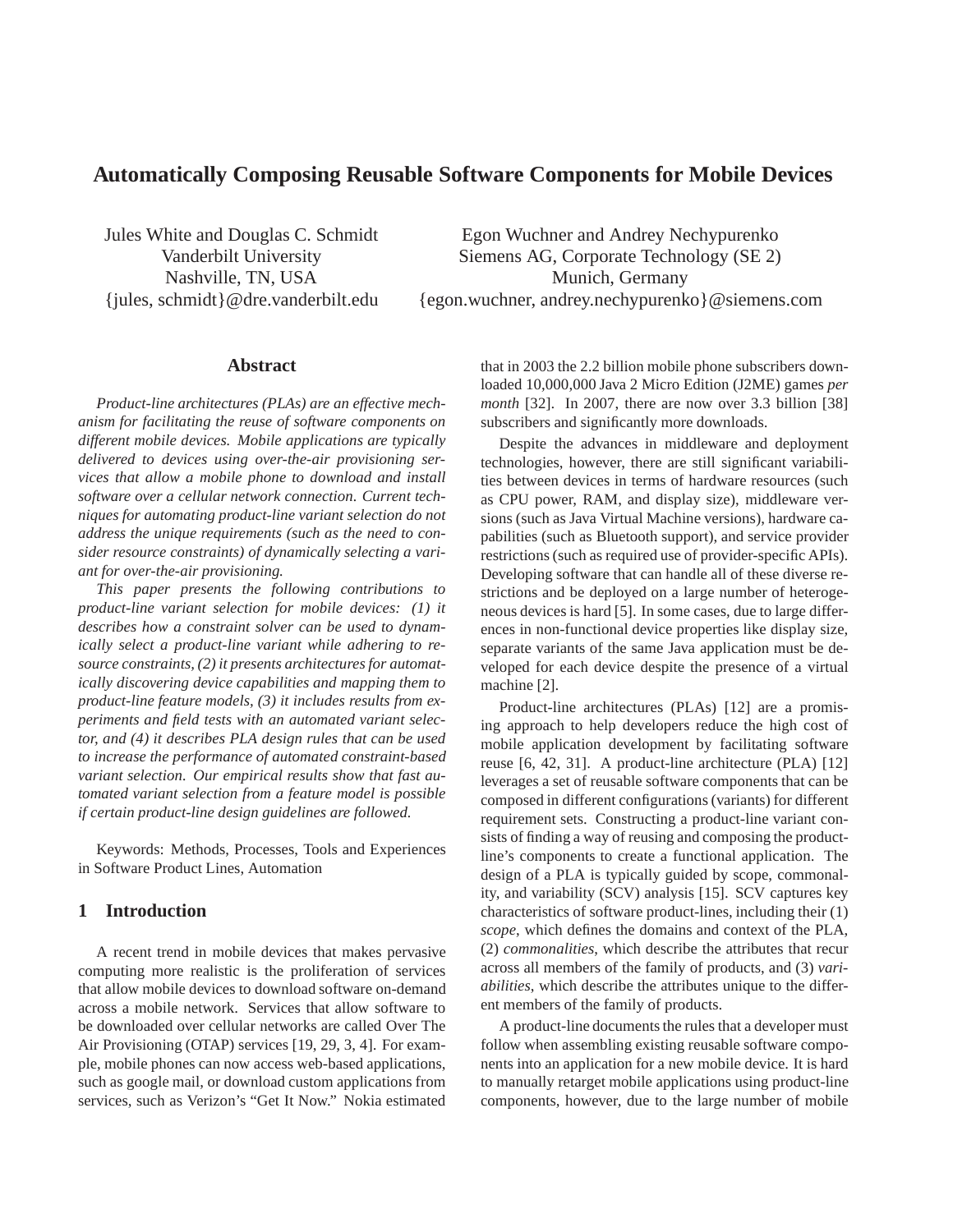# Automatically Composing Reusable Software Components for Mobile Devices

Jules White and Douglas C. Schmidt
Vanderbilt University
Nashville, TN, USA
{jules, schmidt}@dre.vanderbilt.edu

Egon Wuchner and Andrey Nechypurenko
Siemens AG, Corporate Technology (SE 2)
Munich, Germany
{egon.wuchner, andrey.nechypurenko}@siemens.com

## Abstract

*Product-line architectures (PLAs) are an effective mechanism for facilitating the reuse of software components on different mobile devices. Mobile applications are typically delivered to devices using over-the-air provisioning services that allow a mobile phone to download and install software over a cellular network connection. Current techniques for automating product-line variant selection do not address the unique requirements (such as the need to consider resource constraints) of dynamically selecting a variant for over-the-air provisioning.*

*This paper presents the following contributions to product-line variant selection for mobile devices: (1) it describes how a constraint solver can be used to dynamically select a product-line variant while adhering to resource constraints, (2) it presents architectures for automatically discovering device capabilities and mapping them to product-line feature models, (3) it includes results from experiments and field tests with an automated variant selector, and (4) it describes PLA design rules that can be used to increase the performance of automated constraint-based variant selection. Our empirical results show that fast automated variant selection from a feature model is possible if certain product-line design guidelines are followed.*

Keywords: Methods, Processes, Tools and Experiences in Software Product Lines, Automation

## 1 Introduction

A recent trend in mobile devices that makes pervasive computing more realistic is the proliferation of services that allow mobile devices to download software on-demand across a mobile network. Services that allow software to be downloaded over cellular networks are called Over The Air Provisioning (OTAP) services [19, 29, 3, 4]. For example, mobile phones can now access web-based applications, such as google mail, or download custom applications from services, such as Verizon's "Get It Now." Nokia estimated that in 2003 the 2.2 billion mobile phone subscribers downloaded 10,000,000 Java 2 Micro Edition (J2ME) games *per month* [32]. In 2007, there are now over 3.3 billion [38] subscribers and significantly more downloads.

Despite the advances in middleware and deployment technologies, however, there are still significant variabilities between devices in terms of hardware resources (such as CPU power, RAM, and display size), middleware versions (such as Java Virtual Machine versions), hardware capabilities (such as Bluetooth support), and service provider restrictions (such as required use of provider-specific APIs). Developing software that can handle all of these diverse restrictions and be deployed on a large number of heterogeneous devices is hard [5]. In some cases, due to large differences in non-functional device properties like display size, separate variants of the same Java application must be developed for each device despite the presence of a virtual machine [2].

Product-line architectures (PLAs) [12] are a promising approach to help developers reduce the high cost of mobile application development by facilitating software reuse [6, 42, 31]. A product-line architecture (PLA) [12] leverages a set of reusable software components that can be composed in different configurations (variants) for different requirement sets. Constructing a product-line variant consists of finding a way of reusing and composing the product-line's components to create a functional application. The design of a PLA is typically guided by scope, commonality, and variability (SCV) analysis [15]. SCV captures key characteristics of software product-lines, including their (1) *scope*, which defines the domains and context of the PLA, (2) *commonalities*, which describe the attributes that recur across all members of the family of products, and (3) *variabilities*, which describe the attributes unique to the different members of the family of products.

A product-line documents the rules that a developer must follow when assembling existing reusable software components into an application for a new mobile device. It is hard to manually retarget mobile applications using product-line components, however, due to the large number of mobile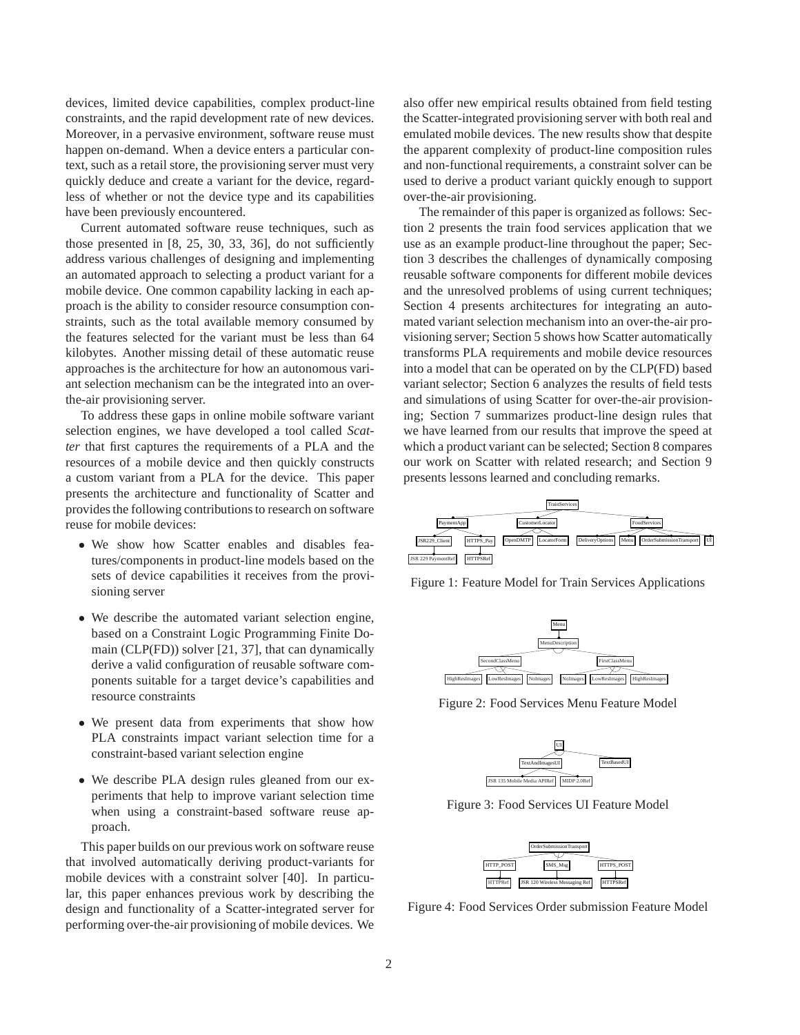devices, limited device capabilities, complex product-line constraints, and the rapid development rate of new devices. Moreover, in a pervasive environment, software reuse must happen on-demand. When a device enters a particular context, such as a retail store, the provisioning server must very quickly deduce and create a variant for the device, regardless of whether or not the device type and its capabilities have been previously encountered.

Current automated software reuse techniques, such as those presented in [8, 25, 30, 33, 36], do not sufficiently address various challenges of designing and implementing an automated approach to selecting a product variant for a mobile device. One common capability lacking in each approach is the ability to consider resource consumption constraints, such as the total available memory consumed by the features selected for the variant must be less than 64 kilobytes. Another missing detail of these automatic reuse approaches is the architecture for how an autonomous variant selection mechanism can be the integrated into an over-the-air provisioning server.

To address these gaps in online mobile software variant selection engines, we have developed a tool called *Scatter* that first captures the requirements of a PLA and the resources of a mobile device and then quickly constructs a custom variant from a PLA for the device. This paper presents the architecture and functionality of Scatter and provides the following contributions to research on software reuse for mobile devices:

- We show how Scatter enables and disables features/components in product-line models based on the sets of device capabilities it receives from the provisioning server
- We describe the automated variant selection engine, based on a Constraint Logic Programming Finite Domain (CLP(FD)) solver [21, 37], that can dynamically derive a valid configuration of reusable software components suitable for a target device's capabilities and resource constraints
- We present data from experiments that show how PLA constraints impact variant selection time for a constraint-based variant selection engine
- We describe PLA design rules gleaned from our experiments that help to improve variant selection time when using a constraint-based software reuse approach.

This paper builds on our previous work on software reuse that involved automatically deriving product-variants for mobile devices with a constraint solver [40]. In particular, this paper enhances previous work by describing the design and functionality of a Scatter-integrated server for performing over-the-air provisioning of mobile devices. We also offer new empirical results obtained from field testing the Scatter-integrated provisioning server with both real and emulated mobile devices. The new results show that despite the apparent complexity of product-line composition rules and non-functional requirements, a constraint solver can be used to derive a product variant quickly enough to support over-the-air provisioning.

The remainder of this paper is organized as follows: Section 2 presents the train food services application that we use as an example product-line throughout the paper; Section 3 describes the challenges of dynamically composing reusable software components for different mobile devices and the unresolved problems of using current techniques; Section 4 presents architectures for integrating an automated variant selection mechanism into an over-the-air provisioning server; Section 5 shows how Scatter automatically transforms PLA requirements and mobile device resources into a model that can be operated on by the CLP(FD) based variant selector; Section 6 analyzes the results of field tests and simulations of using Scatter for over-the-air provisioning; Section 7 summarizes product-line design rules that we have learned from our results that improve the speed at which a product variant can be selected; Section 8 compares our work on Scatter with related research; and Section 9 presents lessons learned and concluding remarks.

Figure 1: Feature Model for Train Services Applications

Figure 2: Food Services Menu Feature Model

Figure 3: Food Services UI Feature Model

Figure 4: Food Services Order submission Feature Model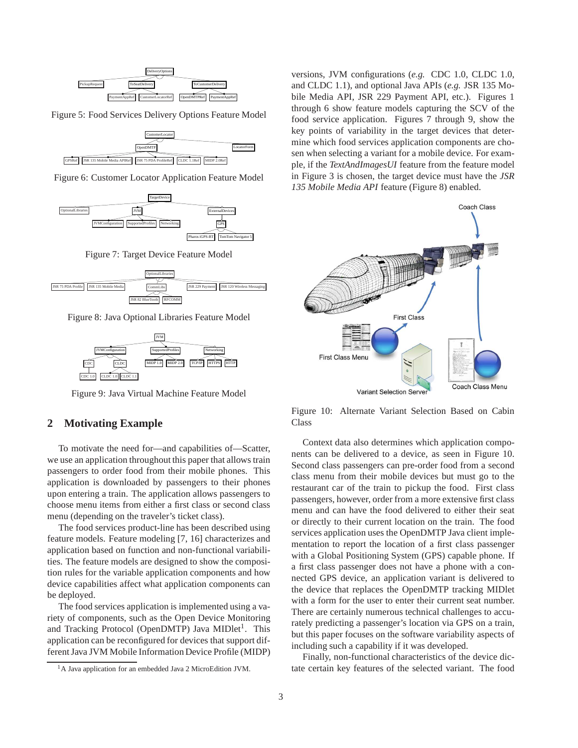Figure 5: Food Services Delivery Options Feature Model

Figure 6: Customer Locator Application Feature Model

Figure 7: Target Device Feature Model

Figure 8: Java Optional Libraries Feature Model

Figure 9: Java Virtual Machine Feature Model

## 2 Motivating Example

To motivate the need for—and capabilities of—Scatter, we use an application throughout this paper that allows train passengers to order food from their mobile phones. This application is downloaded by passengers to their phones upon entering a train. The application allows passengers to choose menu items from either a first class or second class menu (depending on the traveler's ticket class).

The food services product-line has been described using feature models. Feature modeling [7, 16] characterizes and application based on function and non-functional variabilities. The feature models are designed to show the composition rules for the variable application components and how device capabilities affect what application components can be deployed.

The food services application is implemented using a variety of components, such as the Open Device Monitoring and Tracking Protocol (OpenDMTP) Java MIDlet[1]. This application can be reconfigured for devices that support different Java JVM Mobile Information Device Profile (MIDP) versions, JVM configurations (*e.g.* CDC 1.0, CLDC 1.0, and CLDC 1.1), and optional Java APIs (*e.g.* JSR 135 Mobile Media API, JSR 229 Payment API, etc.). Figures 1 through 6 show feature models capturing the SCV of the food service application. Figures 7 through 9, show the key points of variability in the target devices that determine which food services application components are chosen when selecting a variant for a mobile device. For example, if the *TextAndImagesUI* feature from the feature model in Figure 3 is chosen, the target device must have the *JSR 135 Mobile Media API* feature (Figure 8) enabled.

Figure 10: Alternate Variant Selection Based on Cabin Class

Context data also determines which application components can be delivered to a device, as seen in Figure 10. Second class passengers can pre-order food from a second class menu from their mobile devices but must go to the restaurant car of the train to pickup the food. First class passengers, however, order from a more extensive first class menu and can have the food delivered to either their seat or directly to their current location on the train. The food services application uses the OpenDMTP Java client implementation to report the location of a first class passenger with a Global Positioning System (GPS) capable phone. If a first class passenger does not have a phone with a connected GPS device, an application variant is delivered to the device that replaces the OpenDMTP tracking MIDlet with a form for the user to enter their current seat number. There are certainly numerous technical challenges to accurately predicting a passenger's location via GPS on a train, but this paper focuses on the software variability aspects of including such a capability if it was developed.

Finally, non-functional characteristics of the device dictate certain key features of the selected variant. The food

[1] A Java application for an embedded Java 2 MicroEdition JVM.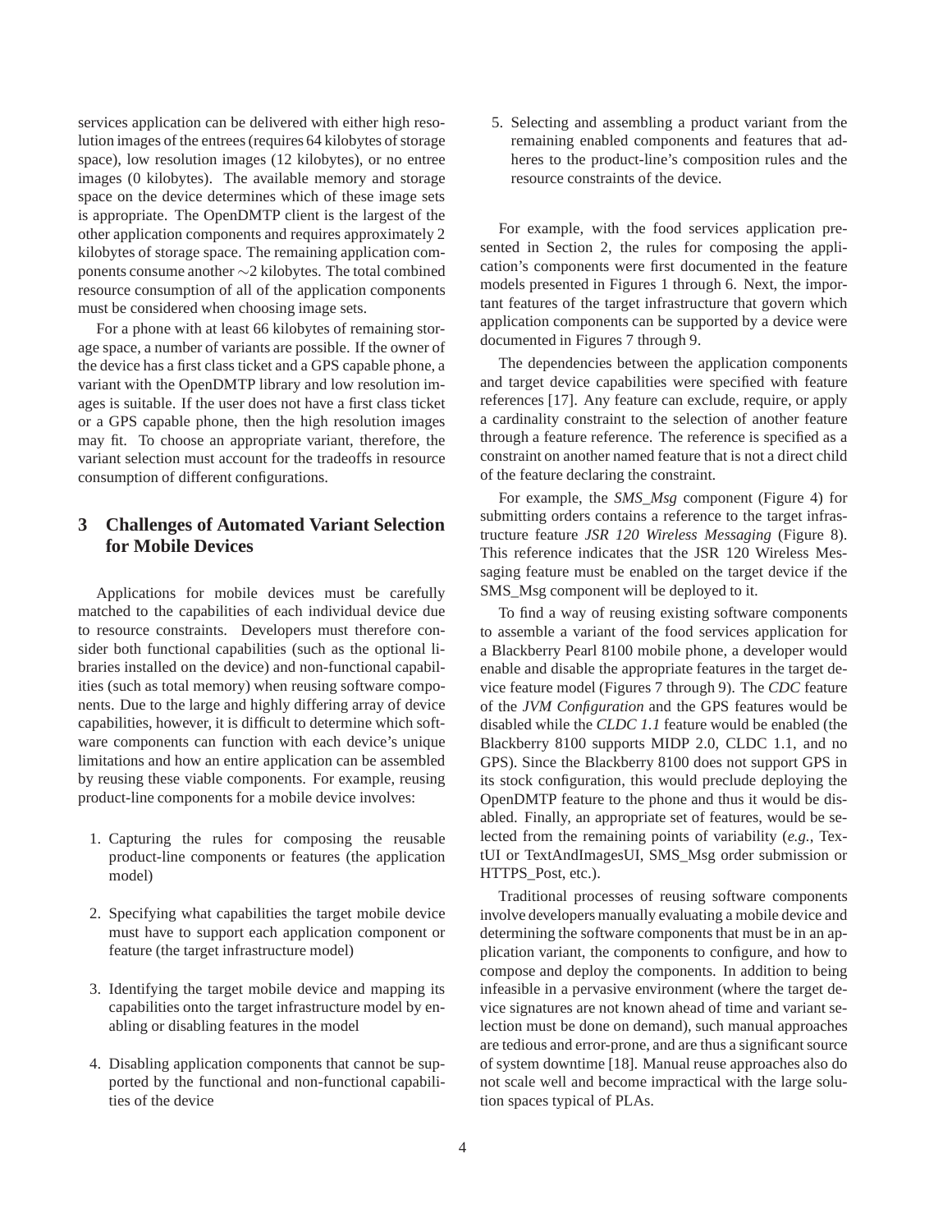services application can be delivered with either high resolution images of the entrees (requires 64 kilobytes of storage space), low resolution images (12 kilobytes), or no entree images (0 kilobytes). The available memory and storage space on the device determines which of these image sets is appropriate. The OpenDMTP client is the largest of the other application components and requires approximately 2 kilobytes of storage space. The remaining application components consume another ∼2 kilobytes. The total combined resource consumption of all of the application components must be considered when choosing image sets.

For a phone with at least 66 kilobytes of remaining storage space, a number of variants are possible. If the owner of the device has a first class ticket and a GPS capable phone, a variant with the OpenDMTP library and low resolution images is suitable. If the user does not have a first class ticket or a GPS capable phone, then the high resolution images may fit. To choose an appropriate variant, therefore, the variant selection must account for the tradeoffs in resource consumption of different configurations.

## 3 Challenges of Automated Variant Selection for Mobile Devices

Applications for mobile devices must be carefully matched to the capabilities of each individual device due to resource constraints. Developers must therefore consider both functional capabilities (such as the optional libraries installed on the device) and non-functional capabilities (such as total memory) when reusing software components. Due to the large and highly differing array of device capabilities, however, it is difficult to determine which software components can function with each device's unique limitations and how an entire application can be assembled by reusing these viable components. For example, reusing product-line components for a mobile device involves:

1. Capturing the rules for composing the reusable product-line components or features (the application model)
2. Specifying what capabilities the target mobile device must have to support each application component or feature (the target infrastructure model)
3. Identifying the target mobile device and mapping its capabilities onto the target infrastructure model by enabling or disabling features in the model
4. Disabling application components that cannot be supported by the functional and non-functional capabilities of the device
5. Selecting and assembling a product variant from the remaining enabled components and features that adheres to the product-line's composition rules and the resource constraints of the device.

For example, with the food services application presented in Section 2, the rules for composing the application's components were first documented in the feature models presented in Figures 1 through 6. Next, the important features of the target infrastructure that govern which application components can be supported by a device were documented in Figures 7 through 9.

The dependencies between the application components and target device capabilities were specified with feature references [17]. Any feature can exclude, require, or apply a cardinality constraint to the selection of another feature through a feature reference. The reference is specified as a constraint on another named feature that is not a direct child of the feature declaring the constraint.

For example, the *SMS_Msg* component (Figure 4) for submitting orders contains a reference to the target infrastructure feature *JSR 120 Wireless Messaging* (Figure 8). This reference indicates that the JSR 120 Wireless Messaging feature must be enabled on the target device if the SMS_Msg component will be deployed to it.

To find a way of reusing existing software components to assemble a variant of the food services application for a Blackberry Pearl 8100 mobile phone, a developer would enable and disable the appropriate features in the target device feature model (Figures 7 through 9). The *CDC* feature of the *JVM Configuration* and the GPS features would be disabled while the *CLDC 1.1* feature would be enabled (the Blackberry 8100 supports MIDP 2.0, CLDC 1.1, and no GPS). Since the Blackberry 8100 does not support GPS in its stock configuration, this would preclude deploying the OpenDMTP feature to the phone and thus it would be disabled. Finally, an appropriate set of features, would be selected from the remaining points of variability (*e.g.*, TextUI or TextAndImagesUI, SMS_Msg order submission or HTTPS_Post, etc.).

Traditional processes of reusing software components involve developers manually evaluating a mobile device and determining the software components that must be in an application variant, the components to configure, and how to compose and deploy the components. In addition to being infeasible in a pervasive environment (where the target device signatures are not known ahead of time and variant selection must be done on demand), such manual approaches are tedious and error-prone, and are thus a significant source of system downtime [18]. Manual reuse approaches also do not scale well and become impractical with the large solution spaces typical of PLAs.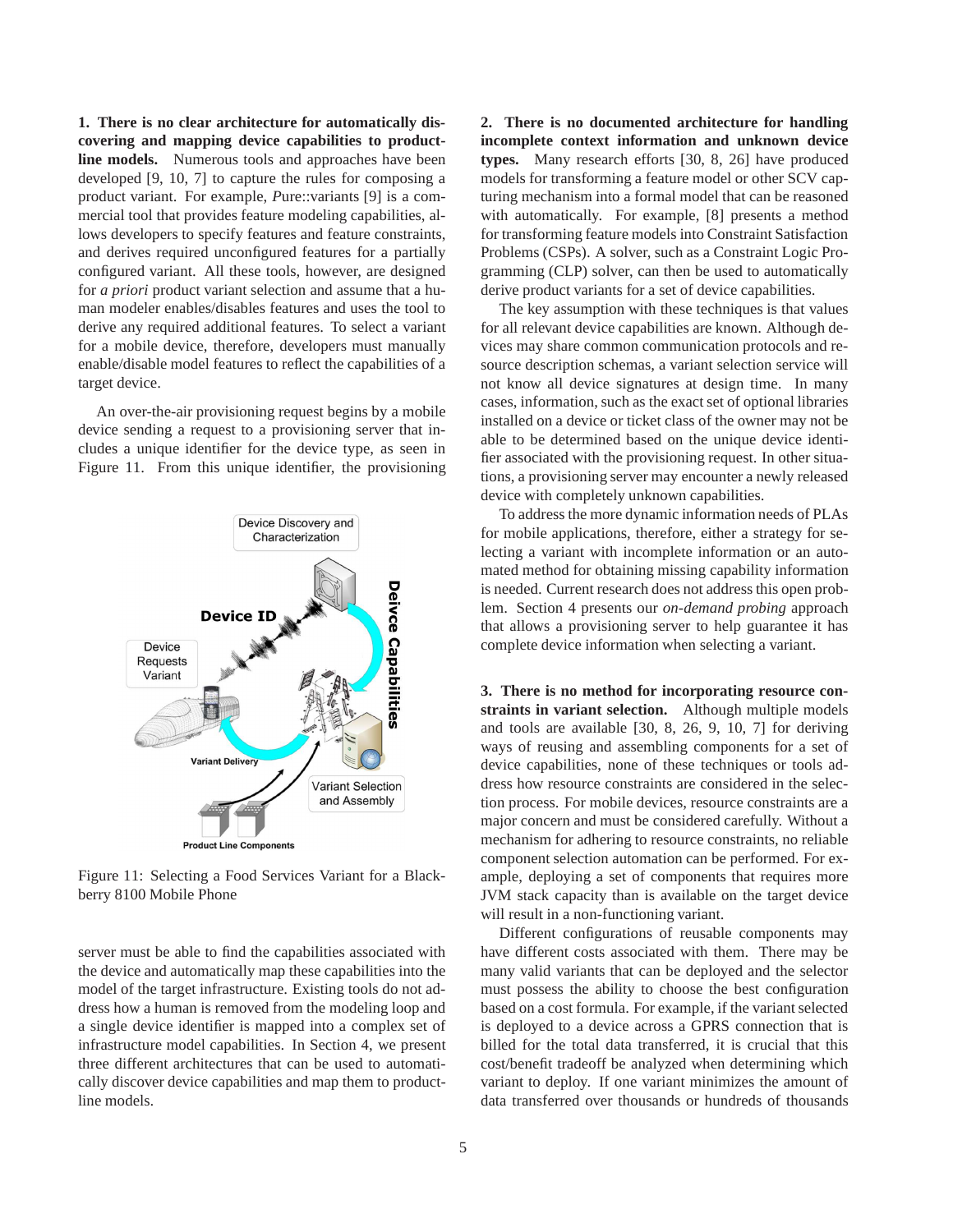**1. There is no clear architecture for automatically discovering and mapping device capabilities to product-line models.** Numerous tools and approaches have been developed [9, 10, 7] to capture the rules for composing a product variant. For example, *P*ure::variants [9] is a commercial tool that provides feature modeling capabilities, allows developers to specify features and feature constraints, and derives required unconfigured features for a partially configured variant. All these tools, however, are designed for *a priori* product variant selection and assume that a human modeler enables/disables features and uses the tool to derive any required additional features. To select a variant for a mobile device, therefore, developers must manually enable/disable model features to reflect the capabilities of a target device.

An over-the-air provisioning request begins by a mobile device sending a request to a provisioning server that includes a unique identifier for the device type, as seen in Figure 11. From this unique identifier, the provisioning server must be able to find the capabilities associated with the device and automatically map these capabilities into the model of the target infrastructure. Existing tools do not address how a human is removed from the modeling loop and a single device identifier is mapped into a complex set of infrastructure model capabilities. In Section 4, we present three different architectures that can be used to automatically discover device capabilities and map them to product-line models.

Figure 11: Selecting a Food Services Variant for a Blackberry 8100 Mobile Phone

**2. There is no documented architecture for handling incomplete context information and unknown device types.** Many research efforts [30, 8, 26] have produced models for transforming a feature model or other SCV capturing mechanism into a formal model that can be reasoned with automatically. For example, [8] presents a method for transforming feature models into Constraint Satisfaction Problems (CSPs). A solver, such as a Constraint Logic Programming (CLP) solver, can then be used to automatically derive product variants for a set of device capabilities.

The key assumption with these techniques is that values for all relevant device capabilities are known. Although devices may share common communication protocols and resource description schemas, a variant selection service will not know all device signatures at design time. In many cases, information, such as the exact set of optional libraries installed on a device or ticket class of the owner may not be able to be determined based on the unique device identifier associated with the provisioning request. In other situations, a provisioning server may encounter a newly released device with completely unknown capabilities.

To address the more dynamic information needs of PLAs for mobile applications, therefore, either a strategy for selecting a variant with incomplete information or an automated method for obtaining missing capability information is needed. Current research does not address this open problem. Section 4 presents our *on-demand probing* approach that allows a provisioning server to help guarantee it has complete device information when selecting a variant.

**3. There is no method for incorporating resource constraints in variant selection.** Although multiple models and tools are available [30, 8, 26, 9, 10, 7] for deriving ways of reusing and assembling components for a set of device capabilities, none of these techniques or tools address how resource constraints are considered in the selection process. For mobile devices, resource constraints are a major concern and must be considered carefully. Without a mechanism for adhering to resource constraints, no reliable component selection automation can be performed. For example, deploying a set of components that requires more JVM stack capacity than is available on the target device will result in a non-functioning variant.

Different configurations of reusable components may have different costs associated with them. There may be many valid variants that can be deployed and the selector must possess the ability to choose the best configuration based on a cost formula. For example, if the variant selected is deployed to a device across a GPRS connection that is billed for the total data transferred, it is crucial that this cost/benefit tradeoff be analyzed when determining which variant to deploy. If one variant minimizes the amount of data transferred over thousands or hundreds of thousands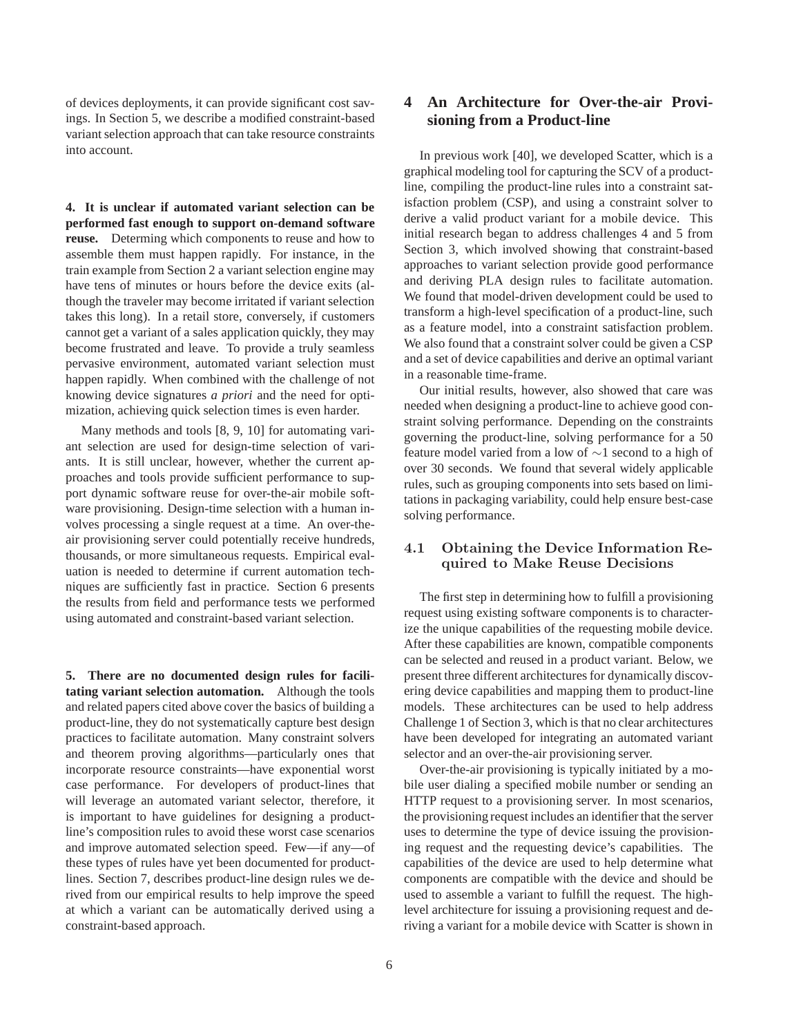of devices deployments, it can provide significant cost savings. In Section 5, we describe a modified constraint-based variant selection approach that can take resource constraints into account.

**4. It is unclear if automated variant selection can be performed fast enough to support on-demand software reuse.** Determing which components to reuse and how to assemble them must happen rapidly. For instance, in the train example from Section 2 a variant selection engine may have tens of minutes or hours before the device exits (although the traveler may become irritated if variant selection takes this long). In a retail store, conversely, if customers cannot get a variant of a sales application quickly, they may become frustrated and leave. To provide a truly seamless pervasive environment, automated variant selection must happen rapidly. When combined with the challenge of not knowing device signatures *a priori* and the need for optimization, achieving quick selection times is even harder.

Many methods and tools [8, 9, 10] for automating variant selection are used for design-time selection of variants. It is still unclear, however, whether the current approaches and tools provide sufficient performance to support dynamic software reuse for over-the-air mobile software provisioning. Design-time selection with a human involves processing a single request at a time. An over-the-air provisioning server could potentially receive hundreds, thousands, or more simultaneous requests. Empirical evaluation is needed to determine if current automation techniques are sufficiently fast in practice. Section 6 presents the results from field and performance tests we performed using automated and constraint-based variant selection.

**5. There are no documented design rules for facilitating variant selection automation.** Although the tools and related papers cited above cover the basics of building a product-line, they do not systematically capture best design practices to facilitate automation. Many constraint solvers and theorem proving algorithms—particularly ones that incorporate resource constraints—have exponential worst case performance. For developers of product-lines that will leverage an automated variant selector, therefore, it is important to have guidelines for designing a product-line's composition rules to avoid these worst case scenarios and improve automated selection speed. Few—if any—of these types of rules have yet been documented for product-lines. Section 7, describes product-line design rules we derived from our empirical results to help improve the speed at which a variant can be automatically derived using a constraint-based approach.

# 4 An Architecture for Over-the-air Provisioning from a Product-line

In previous work [40], we developed Scatter, which is a graphical modeling tool for capturing the SCV of a product-line, compiling the product-line rules into a constraint satisfaction problem (CSP), and using a constraint solver to derive a valid product variant for a mobile device. This initial research began to address challenges 4 and 5 from Section 3, which involved showing that constraint-based approaches to variant selection provide good performance and deriving PLA design rules to facilitate automation. We found that model-driven development could be used to transform a high-level specification of a product-line, such as a feature model, into a constraint satisfaction problem. We also found that a constraint solver could be given a CSP and a set of device capabilities and derive an optimal variant in a reasonable time-frame.

Our initial results, however, also showed that care was needed when designing a product-line to achieve good constraint solving performance. Depending on the constraints governing the product-line, solving performance for a 50 feature model varied from a low of $\sim$1 second to a high of over 30 seconds. We found that several widely applicable rules, such as grouping components into sets based on limitations in packaging variability, could help ensure best-case solving performance.

## 4.1 Obtaining the Device Information Required to Make Reuse Decisions

The first step in determining how to fulfill a provisioning request using existing software components is to characterize the unique capabilities of the requesting mobile device. After these capabilities are known, compatible components can be selected and reused in a product variant. Below, we present three different architectures for dynamically discovering device capabilities and mapping them to product-line models. These architectures can be used to help address Challenge 1 of Section 3, which is that no clear architectures have been developed for integrating an automated variant selector and an over-the-air provisioning server.

Over-the-air provisioning is typically initiated by a mobile user dialing a specified mobile number or sending an HTTP request to a provisioning server. In most scenarios, the provisioning request includes an identifier that the server uses to determine the type of device issuing the provisioning request and the requesting device's capabilities. The capabilities of the device are used to help determine what components are compatible with the device and should be used to assemble a variant to fulfill the request. The high-level architecture for issuing a provisioning request and deriving a variant for a mobile device with Scatter is shown in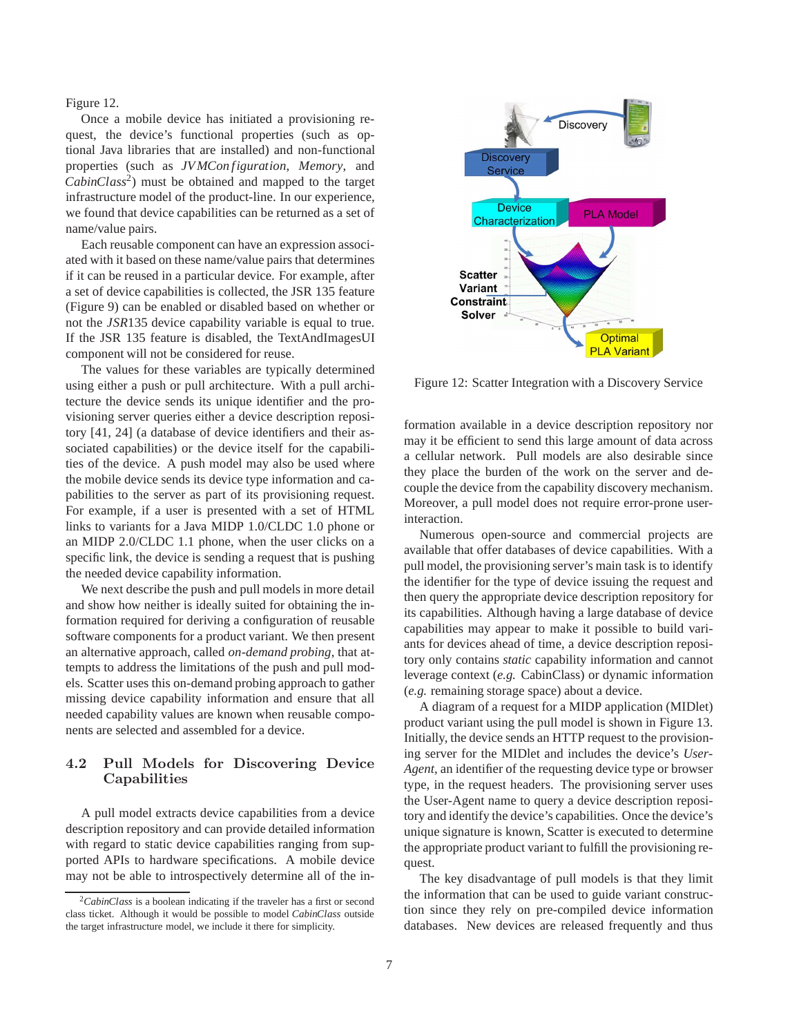Figure 12.

Once a mobile device has initiated a provisioning request, the device's functional properties (such as optional Java libraries that are installed) and non-functional properties (such as *JVMConfiguration*, *Memory*, and *CabinClass*[2]) must be obtained and mapped to the target infrastructure model of the product-line. In our experience, we found that device capabilities can be returned as a set of name/value pairs.

Each reusable component can have an expression associated with it based on these name/value pairs that determines if it can be reused in a particular device. For example, after a set of device capabilities is collected, the JSR 135 feature (Figure 9) can be enabled or disabled based on whether or not the *JSR*135 device capability variable is equal to true. If the JSR 135 feature is disabled, the TextAndImagesUI component will not be considered for reuse.

The values for these variables are typically determined using either a push or pull architecture. With a pull architecture the device sends its unique identifier and the provisioning server queries either a device description repository [41, 24] (a database of device identifiers and their associated capabilities) or the device itself for the capabilities of the device. A push model may also be used where the mobile device sends its device type information and capabilities to the server as part of its provisioning request. For example, if a user is presented with a set of HTML links to variants for a Java MIDP 1.0/CLDC 1.0 phone or an MIDP 2.0/CLDC 1.1 phone, when the user clicks on a specific link, the device is sending a request that is pushing the needed device capability information.

We next describe the push and pull models in more detail and show how neither is ideally suited for obtaining the information required for deriving a configuration of reusable software components for a product variant. We then present an alternative approach, called *on-demand probing*, that attempts to address the limitations of the push and pull models. Scatter uses this on-demand probing approach to gather missing device capability information and ensure that all needed capability values are known when reusable components are selected and assembled for a device.

## 4.2 Pull Models for Discovering Device Capabilities

A pull model extracts device capabilities from a device description repository and can provide detailed information with regard to static device capabilities ranging from supported APIs to hardware specifications. A mobile device may not be able to introspectively determine all of the information available in a device description repository nor may it be efficient to send this large amount of data across a cellular network. Pull models are also desirable since they place the burden of the work on the server and decouple the device from the capability discovery mechanism. Moreover, a pull model does not require error-prone user-interaction.

[2] *CabinClass* is a boolean indicating if the traveler has a first or second class ticket. Although it would be possible to model *CabinClass* outside the target infrastructure model, we include it there for simplicity.

Figure 12: Scatter Integration with a Discovery Service

Numerous open-source and commercial projects are available that offer databases of device capabilities. With a pull model, the provisioning server's main task is to identify the identifier for the type of device issuing the request and then query the appropriate device description repository for its capabilities. Although having a large database of device capabilities may appear to make it possible to build variants for devices ahead of time, a device description repository only contains *static* capability information and cannot leverage context (*e.g.* CabinClass) or dynamic information (*e.g.* remaining storage space) about a device.

A diagram of a request for a MIDP application (MIDlet) product variant using the pull model is shown in Figure 13. Initially, the device sends an HTTP request to the provisioning server for the MIDlet and includes the device's *User-Agent*, an identifier of the requesting device type or browser type, in the request headers. The provisioning server uses the User-Agent name to query a device description repository and identify the device's capabilities. Once the device's unique signature is known, Scatter is executed to determine the appropriate product variant to fulfill the provisioning request.

The key disadvantage of pull models is that they limit the information that can be used to guide variant construction since they rely on pre-compiled device information databases. New devices are released frequently and thus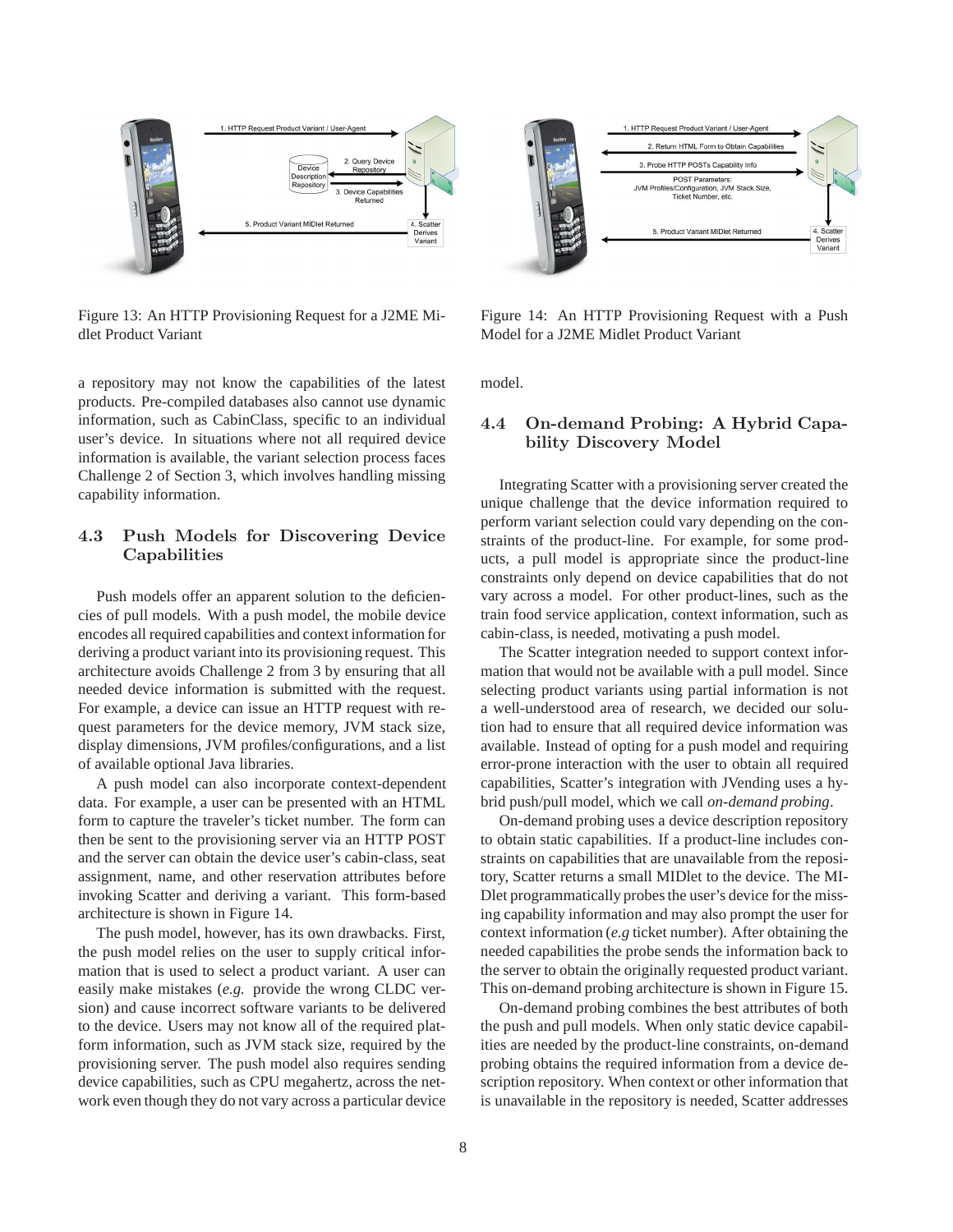Figure 13: An HTTP Provisioning Request for a J2ME Midlet Product Variant

Figure 14: An HTTP Provisioning Request with a Push Model for a J2ME Midlet Product Variant

a repository may not know the capabilities of the latest products. Pre-compiled databases also cannot use dynamic information, such as CabinClass, specific to an individual user's device. In situations where not all required device information is available, the variant selection process faces Challenge 2 of Section 3, which involves handling missing capability information.

### 4.3 Push Models for Discovering Device Capabilities

Push models offer an apparent solution to the deficiencies of pull models. With a push model, the mobile device encodes all required capabilities and context information for deriving a product variant into its provisioning request. This architecture avoids Challenge 2 from 3 by ensuring that all needed device information is submitted with the request. For example, a device can issue an HTTP request with request parameters for the device memory, JVM stack size, display dimensions, JVM profiles/configurations, and a list of available optional Java libraries.

A push model can also incorporate context-dependent data. For example, a user can be presented with an HTML form to capture the traveler's ticket number. The form can then be sent to the provisioning server via an HTTP POST and the server can obtain the device user's cabin-class, seat assignment, name, and other reservation attributes before invoking Scatter and deriving a variant. This form-based architecture is shown in Figure 14.

The push model, however, has its own drawbacks. First, the push model relies on the user to supply critical information that is used to select a product variant. A user can easily make mistakes (*e.g.* provide the wrong CLDC version) and cause incorrect software variants to be delivered to the device. Users may not know all of the required platform information, such as JVM stack size, required by the provisioning server. The push model also requires sending device capabilities, such as CPU megahertz, across the network even though they do not vary across a particular device model.

### 4.4 On-demand Probing: A Hybrid Capability Discovery Model

Integrating Scatter with a provisioning server created the unique challenge that the device information required to perform variant selection could vary depending on the constraints of the product-line. For example, for some products, a pull model is appropriate since the product-line constraints only depend on device capabilities that do not vary across a model. For other product-lines, such as the train food service application, context information, such as cabin-class, is needed, motivating a push model.

The Scatter integration needed to support context information that would not be available with a pull model. Since selecting product variants using partial information is not a well-understood area of research, we decided our solution had to ensure that all required device information was available. Instead of opting for a push model and requiring error-prone interaction with the user to obtain all required capabilities, Scatter's integration with JVending uses a hybrid push/pull model, which we call *on-demand probing*.

On-demand probing uses a device description repository to obtain static capabilities. If a product-line includes constraints on capabilities that are unavailable from the repository, Scatter returns a small MIDlet to the device. The MIDlet programmatically probes the user's device for the missing capability information and may also prompt the user for context information (*e.g* ticket number). After obtaining the needed capabilities the probe sends the information back to the server to obtain the originally requested product variant. This on-demand probing architecture is shown in Figure 15.

On-demand probing combines the best attributes of both the push and pull models. When only static device capabilities are needed by the product-line constraints, on-demand probing obtains the required information from a device description repository. When context or other information that is unavailable in the repository is needed, Scatter addresses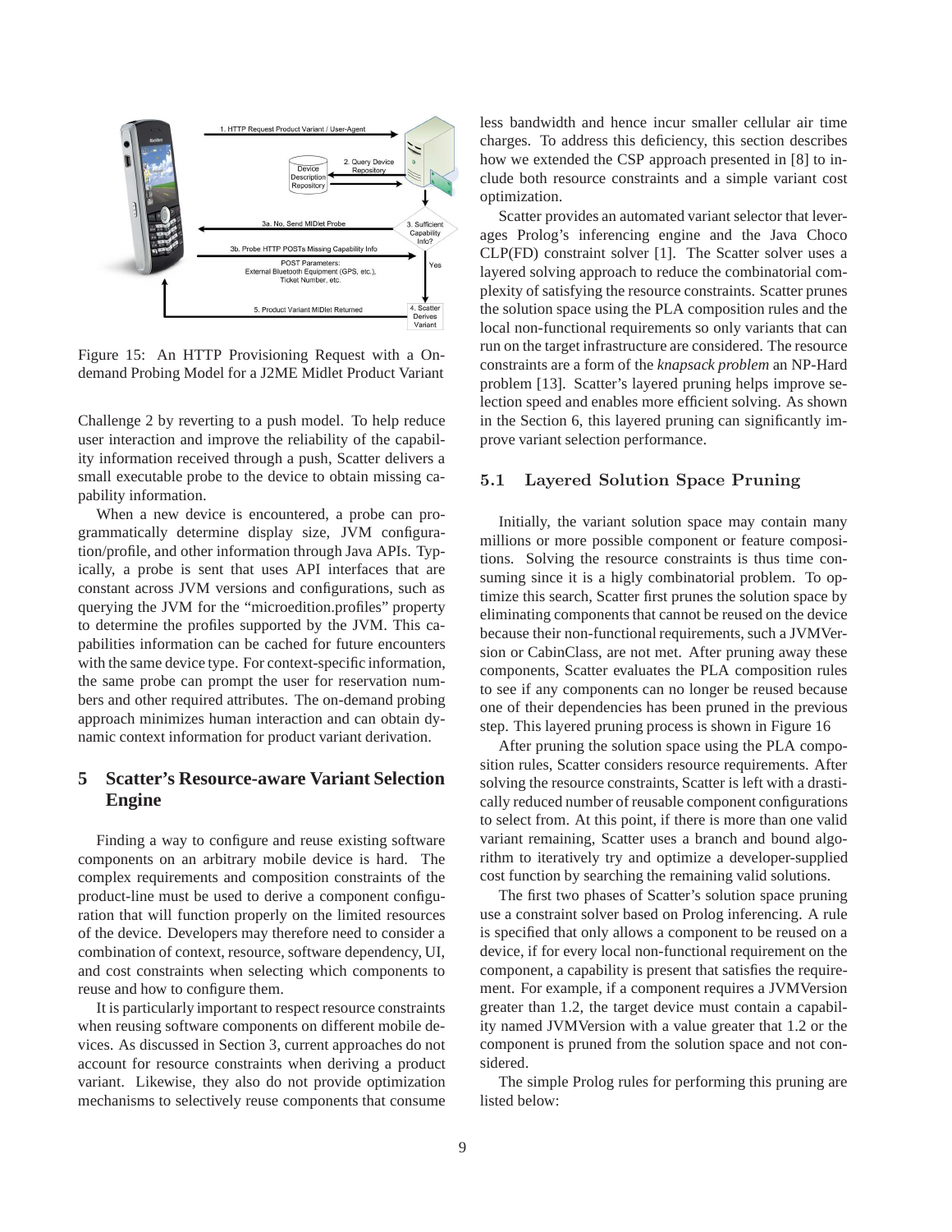Figure 15: An HTTP Provisioning Request with a On-demand Probing Model for a J2ME Midlet Product Variant

Challenge 2 by reverting to a push model. To help reduce user interaction and improve the reliability of the capability information received through a push, Scatter delivers a small executable probe to the device to obtain missing capability information.

When a new device is encountered, a probe can programmatically determine display size, JVM configuration/profile, and other information through Java APIs. Typically, a probe is sent that uses API interfaces that are constant across JVM versions and configurations, such as querying the JVM for the "microedition.profiles" property to determine the profiles supported by the JVM. This capabilities information can be cached for future encounters with the same device type. For context-specific information, the same probe can prompt the user for reservation numbers and other required attributes. The on-demand probing approach minimizes human interaction and can obtain dynamic context information for product variant derivation.

# 5 Scatter's Resource-aware Variant Selection Engine

Finding a way to configure and reuse existing software components on an arbitrary mobile device is hard. The complex requirements and composition constraints of the product-line must be used to derive a component configuration that will function properly on the limited resources of the device. Developers may therefore need to consider a combination of context, resource, software dependency, UI, and cost constraints when selecting which components to reuse and how to configure them.

It is particularly important to respect resource constraints when reusing software components on different mobile devices. As discussed in Section 3, current approaches do not account for resource constraints when deriving a product variant. Likewise, they also do not provide optimization mechanisms to selectively reuse components that consume less bandwidth and hence incur smaller cellular air time charges. To address this deficiency, this section describes how we extended the CSP approach presented in [8] to include both resource constraints and a simple variant cost optimization.

Scatter provides an automated variant selector that leverages Prolog's inferencing engine and the Java Choco CLP(FD) constraint solver [1]. The Scatter solver uses a layered solving approach to reduce the combinatorial complexity of satisfying the resource constraints. Scatter prunes the solution space using the PLA composition rules and the local non-functional requirements so only variants that can run on the target infrastructure are considered. The resource constraints are a form of the *knapsack problem* an NP-Hard problem [13]. Scatter's layered pruning helps improve selection speed and enables more efficient solving. As shown in the Section 6, this layered pruning can significantly improve variant selection performance.

## 5.1 Layered Solution Space Pruning

Initially, the variant solution space may contain many millions or more possible component or feature compositions. Solving the resource constraints is thus time consuming since it is a higly combinatorial problem. To optimize this search, Scatter first prunes the solution space by eliminating components that cannot be reused on the device because their non-functional requirements, such a JVMVersion or CabinClass, are not met. After pruning away these components, Scatter evaluates the PLA composition rules to see if any components can no longer be reused because one of their dependencies has been pruned in the previous step. This layered pruning process is shown in Figure 16

After pruning the solution space using the PLA composition rules, Scatter considers resource requirements. After solving the resource constraints, Scatter is left with a drastically reduced number of reusable component configurations to select from. At this point, if there is more than one valid variant remaining, Scatter uses a branch and bound algorithm to iteratively try and optimize a developer-supplied cost function by searching the remaining valid solutions.

The first two phases of Scatter's solution space pruning use a constraint solver based on Prolog inferencing. A rule is specified that only allows a component to be reused on a device, if for every local non-functional requirement on the component, a capability is present that satisfies the requirement. For example, if a component requires a JVMVersion greater than 1.2, the target device must contain a capability named JVMVersion with a value greater that 1.2 or the component is pruned from the solution space and not considered.

The simple Prolog rules for performing this pruning are listed below: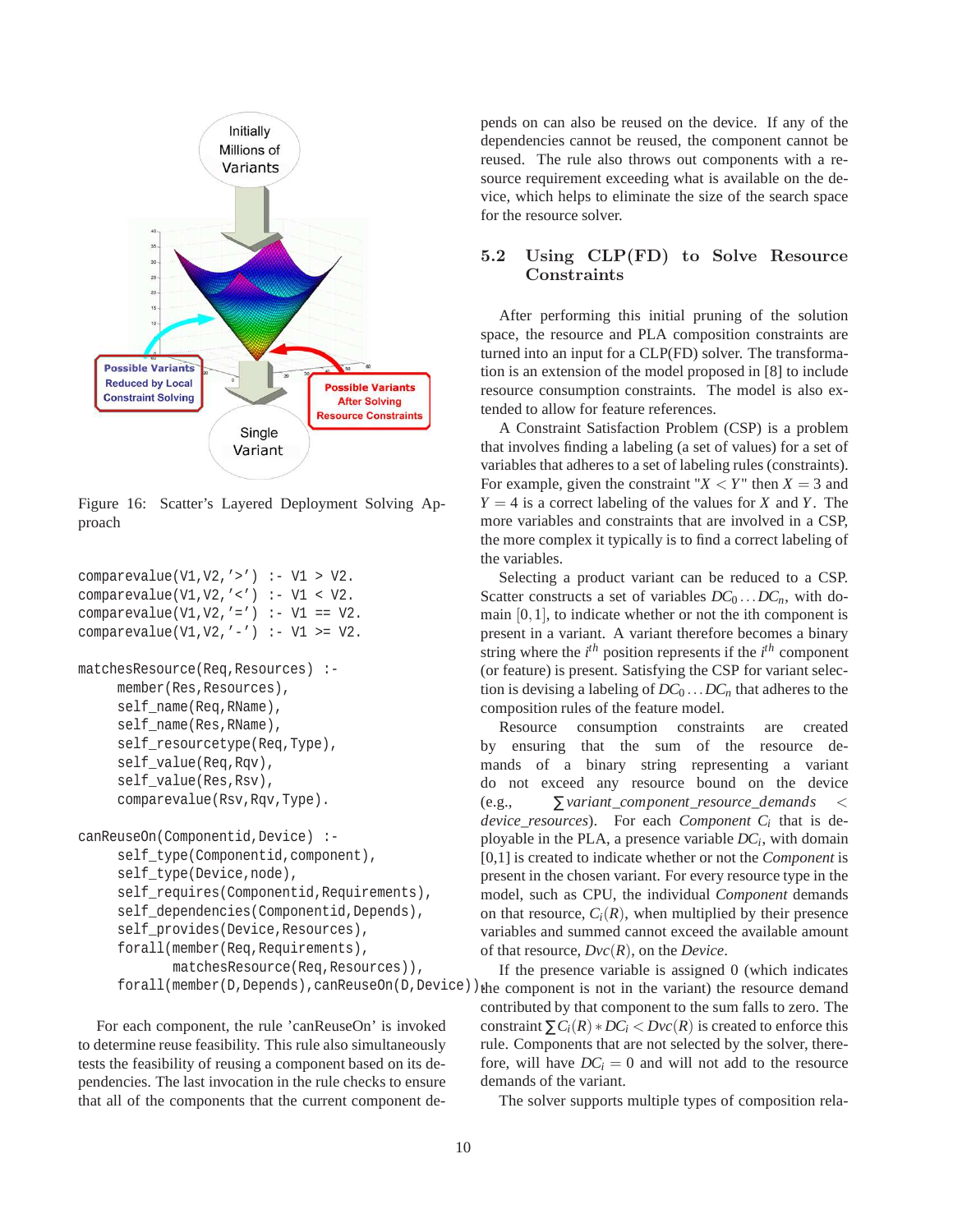Figure 16: Scatter's Layered Deployment Solving Approach

```
comparevalue(V1,V2,'>') :- V1 > V2.
comparevalue(V1,V2,'<') :- V1 < V2.
comparevalue(V1,V2,'=') :- V1 == V2.
comparevalue(V1,V2,'-') :- V1 >= V2.

matchesResource(Req,Resources) :-
     member(Res,Resources),
     self_name(Req,RName),
     self_name(Res,RName),
     self_resourcetype(Req,Type),
     self_value(Req,Rqv),
     self_value(Res,Rsv),
     comparevalue(Rsv,Rqv,Type).

canReuseOn(Componentid,Device) :-
     self_type(Componentid,component),
     self_type(Device,node),
     self_requires(Componentid,Requirements),
     self_dependencies(Componentid,Depends),
     self_provides(Device,Resources),
     forall(member(Req,Requirements),
            matchesResource(Req,Resources)),
     forall(member(D,Depends),canReuseOn(D,Device)).
```

For each component, the rule 'canReuseOn' is invoked to determine reuse feasibility. This rule also simultaneously tests the feasibility of reusing a component based on its dependencies. The last invocation in the rule checks to ensure that all of the components that the current component depends on can also be reused on the device. If any of the dependencies cannot be reused, the component cannot be reused. The rule also throws out components with a resource requirement exceeding what is available on the device, which helps to eliminate the size of the search space for the resource solver.

## 5.2 Using CLP(FD) to Solve Resource Constraints

After performing this initial pruning of the solution space, the resource and PLA composition constraints are turned into an input for a CLP(FD) solver. The transformation is an extension of the model proposed in [8] to include resource consumption constraints. The model is also extended to allow for feature references.

A Constraint Satisfaction Problem (CSP) is a problem that involves finding a labeling (a set of values) for a set of variables that adheres to a set of labeling rules (constraints). For example, given the constraint "$X < Y$" then $X = 3$ and $Y = 4$ is a correct labeling of the values for $X$ and $Y$. The more variables and constraints that are involved in a CSP, the more complex it typically is to find a correct labeling of the variables.

Selecting a product variant can be reduced to a CSP. Scatter constructs a set of variables $DC_0 \ldots DC_n$, with domain $[0,1]$, to indicate whether or not the ith component is present in a variant. A variant therefore becomes a binary string where the $i^{th}$ position represents if the $i^{th}$ component (or feature) is present. Satisfying the CSP for variant selection is devising a labeling of $DC_0 \ldots DC_n$ that adheres to the composition rules of the feature model.

Resource consumption constraints are created by ensuring that the sum of the resource demands of a binary string representing a variant do not exceed any resource bound on the device (e.g., $\sum variant\_component\_resource\_demands < device\_resources$). For each *Component* $C_i$ that is deployable in the PLA, a presence variable $DC_i$, with domain [0,1] is created to indicate whether or not the *Component* is present in the chosen variant. For every resource type in the model, such as CPU, the individual *Component* demands on that resource, $C_i(R)$, when multiplied by their presence variables and summed cannot exceed the available amount of that resource, $Dvc(R)$, on the *Device*.

If the presence variable is assigned 0 (which indicates the component is not in the variant) the resource demand contributed by that component to the sum falls to zero. The constraint $\sum C_i(R) * DC_i < Dvc(R)$ is created to enforce this rule. Components that are not selected by the solver, therefore, will have $DC_i = 0$ and will not add to the resource demands of the variant.

The solver supports multiple types of composition rela-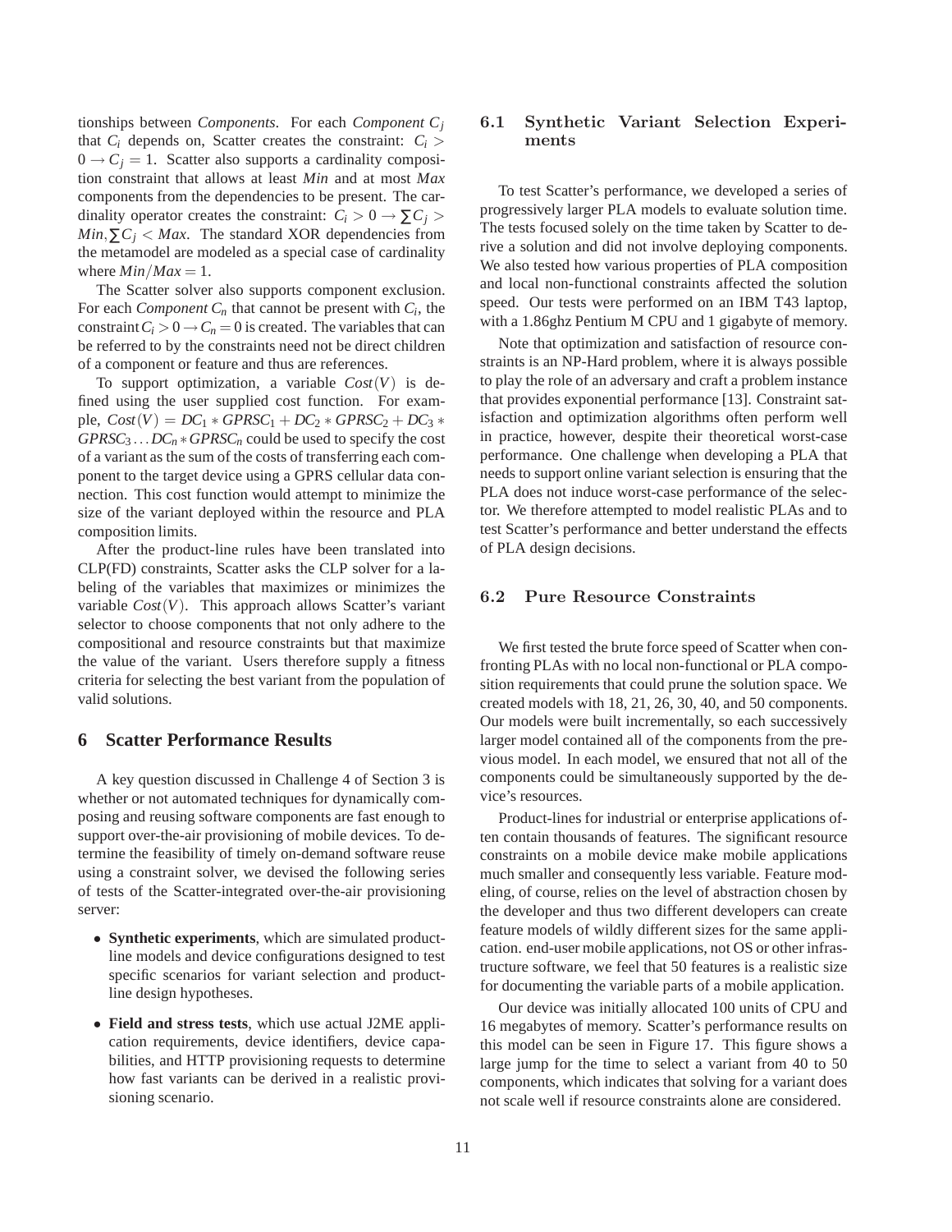tionships between *Components*. For each *Component* $C_j$ that $C_i$ depends on, Scatter creates the constraint: $C_i > 0 \rightarrow C_j = 1$. Scatter also supports a cardinality composition constraint that allows at least *Min* and at most *Max* components from the dependencies to be present. The cardinality operator creates the constraint: $C_i > 0 \rightarrow \sum C_j > Min, \sum C_j < Max$. The standard XOR dependencies from the metamodel are modeled as a special case of cardinality where $Min/Max = 1$.

The Scatter solver also supports component exclusion. For each *Component* $C_n$ that cannot be present with $C_i$, the constraint $C_i > 0 \rightarrow C_n = 0$ is created. The variables that can be referred to by the constraints need not be direct children of a component or feature and thus are references.

To support optimization, a variable $Cost(V)$ is defined using the user supplied cost function. For example, $Cost(V) = DC_1 * GPRSC_1 + DC_2 * GPRSC_2 + DC_3 * GPRSC_3 \ldots DC_n * GPRSC_n$ could be used to specify the cost of a variant as the sum of the costs of transferring each component to the target device using a GPRS cellular data connection. This cost function would attempt to minimize the size of the variant deployed within the resource and PLA composition limits.

After the product-line rules have been translated into CLP(FD) constraints, Scatter asks the CLP solver for a labeling of the variables that maximizes or minimizes the variable $Cost(V)$. This approach allows Scatter's variant selector to choose components that not only adhere to the compositional and resource constraints but that maximize the value of the variant. Users therefore supply a fitness criteria for selecting the best variant from the population of valid solutions.

## 6 Scatter Performance Results

A key question discussed in Challenge 4 of Section 3 is whether or not automated techniques for dynamically composing and reusing software components are fast enough to support over-the-air provisioning of mobile devices. To determine the feasibility of timely on-demand software reuse using a constraint solver, we devised the following series of tests of the Scatter-integrated over-the-air provisioning server:

- **Synthetic experiments**, which are simulated product-line models and device configurations designed to test specific scenarios for variant selection and product-line design hypotheses.
- **Field and stress tests**, which use actual J2ME application requirements, device identifiers, device capabilities, and HTTP provisioning requests to determine how fast variants can be derived in a realistic provisioning scenario.

### 6.1 Synthetic Variant Selection Experiments

To test Scatter's performance, we developed a series of progressively larger PLA models to evaluate solution time. The tests focused solely on the time taken by Scatter to derive a solution and did not involve deploying components. We also tested how various properties of PLA composition and local non-functional constraints affected the solution speed. Our tests were performed on an IBM T43 laptop, with a 1.86ghz Pentium M CPU and 1 gigabyte of memory.

Note that optimization and satisfaction of resource constraints is an NP-Hard problem, where it is always possible to play the role of an adversary and craft a problem instance that provides exponential performance [13]. Constraint satisfaction and optimization algorithms often perform well in practice, however, despite their theoretical worst-case performance. One challenge when developing a PLA that needs to support online variant selection is ensuring that the PLA does not induce worst-case performance of the selector. We therefore attempted to model realistic PLAs and to test Scatter's performance and better understand the effects of PLA design decisions.

### 6.2 Pure Resource Constraints

We first tested the brute force speed of Scatter when confronting PLAs with no local non-functional or PLA composition requirements that could prune the solution space. We created models with 18, 21, 26, 30, 40, and 50 components. Our models were built incrementally, so each successively larger model contained all of the components from the previous model. In each model, we ensured that not all of the components could be simultaneously supported by the device's resources.

Product-lines for industrial or enterprise applications often contain thousands of features. The significant resource constraints on a mobile device make mobile applications much smaller and consequently less variable. Feature modeling, of course, relies on the level of abstraction chosen by the developer and thus two different developers can create feature models of wildly different sizes for the same application. end-user mobile applications, not OS or other infrastructure software, we feel that 50 features is a realistic size for documenting the variable parts of a mobile application.

Our device was initially allocated 100 units of CPU and 16 megabytes of memory. Scatter's performance results on this model can be seen in Figure 17. This figure shows a large jump for the time to select a variant from 40 to 50 components, which indicates that solving for a variant does not scale well if resource constraints alone are considered.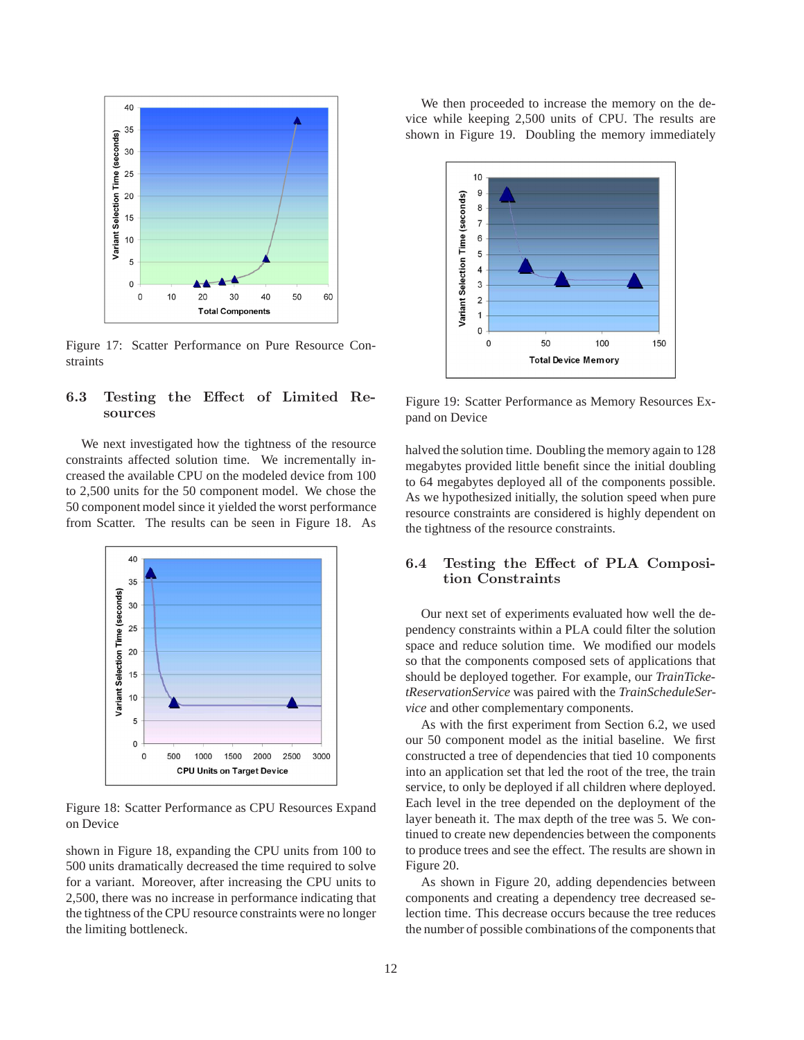Figure 17: Scatter Performance on Pure Resource Constraints

### 6.3 Testing the Effect of Limited Resources

We next investigated how the tightness of the resource constraints affected solution time. We incrementally increased the available CPU on the modeled device from 100 to 2,500 units for the 50 component model. We chose the 50 component model since it yielded the worst performance from Scatter. The results can be seen in Figure 18. As shown in Figure 18, expanding the CPU units from 100 to 500 units dramatically decreased the time required to solve for a variant. Moreover, after increasing the CPU units to 2,500, there was no increase in performance indicating that the tightness of the CPU resource constraints were no longer the limiting bottleneck.

Figure 18: Scatter Performance as CPU Resources Expand on Device

We then proceeded to increase the memory on the device while keeping 2,500 units of CPU. The results are shown in Figure 19. Doubling the memory immediately halved the solution time. Doubling the memory again to 128 megabytes provided little benefit since the initial doubling to 64 megabytes deployed all of the components possible. As we hypothesized initially, the solution speed when pure resource constraints are considered is highly dependent on the tightness of the resource constraints.

Figure 19: Scatter Performance as Memory Resources Expand on Device

### 6.4 Testing the Effect of PLA Composition Constraints

Our next set of experiments evaluated how well the dependency constraints within a PLA could filter the solution space and reduce solution time. We modified our models so that the components composed sets of applications that should be deployed together. For example, our *TrainTicketReservationService* was paired with the *TrainScheduleService* and other complementary components.

As with the first experiment from Section 6.2, we used our 50 component model as the initial baseline. We first constructed a tree of dependencies that tied 10 components into an application set that led the root of the tree, the train service, to only be deployed if all children where deployed. Each level in the tree depended on the deployment of the layer beneath it. The max depth of the tree was 5. We continued to create new dependencies between the components to produce trees and see the effect. The results are shown in Figure 20.

As shown in Figure 20, adding dependencies between components and creating a dependency tree decreased selection time. This decrease occurs because the tree reduces the number of possible combinations of the components that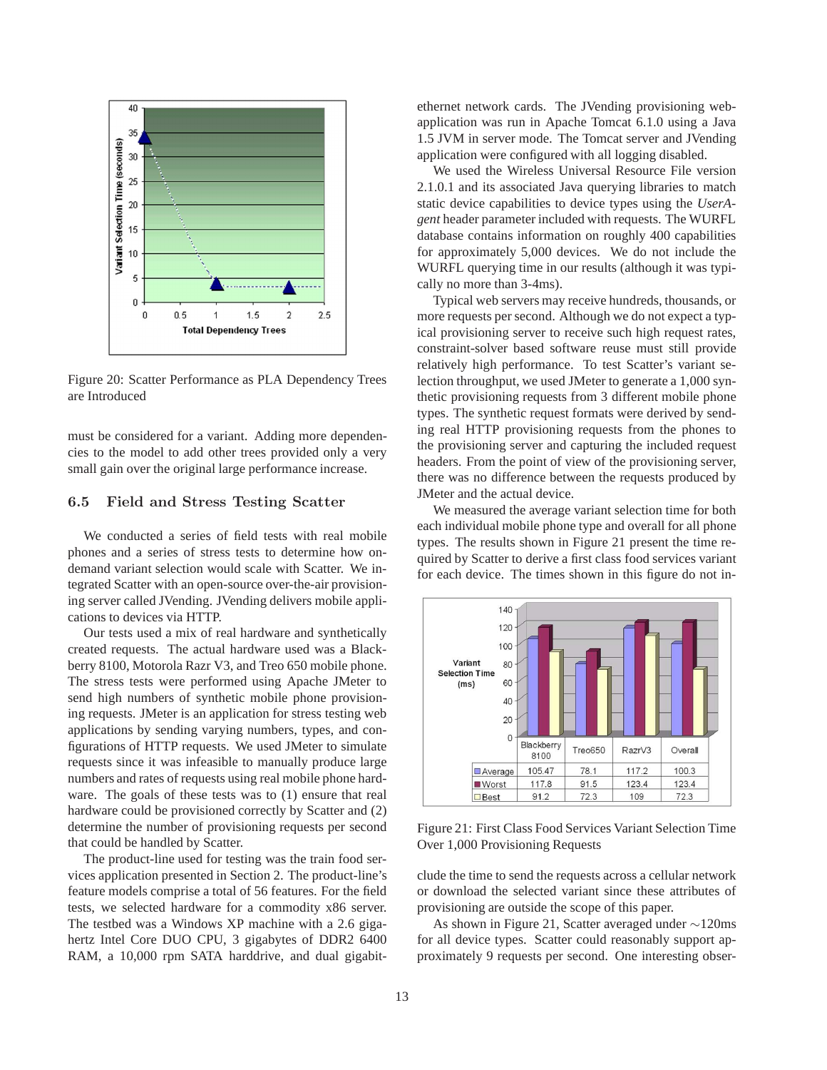Figure 20: Scatter Performance as PLA Dependency Trees are Introduced

must be considered for a variant. Adding more dependencies to the model to add other trees provided only a very small gain over the original large performance increase.

### 6.5 Field and Stress Testing Scatter

We conducted a series of field tests with real mobile phones and a series of stress tests to determine how on-demand variant selection would scale with Scatter. We integrated Scatter with an open-source over-the-air provisioning server called JVending. JVending delivers mobile applications to devices via HTTP.

Our tests used a mix of real hardware and synthetically created requests. The actual hardware used was a Blackberry 8100, Motorola Razr V3, and Treo 650 mobile phone. The stress tests were performed using Apache JMeter to send high numbers of synthetic mobile phone provisioning requests. JMeter is an application for stress testing web applications by sending varying numbers, types, and configurations of HTTP requests. We used JMeter to simulate requests since it was infeasible to manually produce large numbers and rates of requests using real mobile phone hardware. The goals of these tests was to (1) ensure that real hardware could be provisioned correctly by Scatter and (2) determine the number of provisioning requests per second that could be handled by Scatter.

The product-line used for testing was the train food services application presented in Section 2. The product-line's feature models comprise a total of 56 features. For the field tests, we selected hardware for a commodity x86 server. The testbed was a Windows XP machine with a 2.6 gigahertz Intel Core DUO CPU, 3 gigabytes of DDR2 6400 RAM, a 10,000 rpm SATA harddrive, and dual gigabit-ethernet network cards. The JVending provisioning web-application was run in Apache Tomcat 6.1.0 using a Java 1.5 JVM in server mode. The Tomcat server and JVending application were configured with all logging disabled.

We used the Wireless Universal Resource File version 2.1.0.1 and its associated Java querying libraries to match static device capabilities to device types using the *UserAgent* header parameter included with requests. The WURFL database contains information on roughly 400 capabilities for approximately 5,000 devices. We do not include the WURFL querying time in our results (although it was typically no more than 3-4ms).

Typical web servers may receive hundreds, thousands, or more requests per second. Although we do not expect a typical provisioning server to receive such high request rates, constraint-solver based software reuse must still provide relatively high performance. To test Scatter's variant selection throughput, we used JMeter to generate a 1,000 synthetic provisioning requests from 3 different mobile phone types. The synthetic request formats were derived by sending real HTTP provisioning requests from the phones to the provisioning server and capturing the included request headers. From the point of view of the provisioning server, there was no difference between the requests produced by JMeter and the actual device.

We measured the average variant selection time for both each individual mobile phone type and overall for all phone types. The results shown in Figure 21 present the time required by Scatter to derive a first class food services variant for each device. The times shown in this figure do not include the time to send the requests across a cellular network or download the selected variant since these attributes of provisioning are outside the scope of this paper.

| | Blackberry 8100 | Treo650 | RazrV3 | Overall |
|---|---|---|---|---|
| Average | 105.47 | 78.1 | 117.2 | 100.3 |
| Worst | 117.8 | 91.5 | 123.4 | 123.4 |
| Best | 91.2 | 72.3 | 109 | 72.3 |

Figure 21: First Class Food Services Variant Selection Time Over 1,000 Provisioning Requests

As shown in Figure 21, Scatter averaged under ∼120ms for all device types. Scatter could reasonably support approximately 9 requests per second. One interesting obser-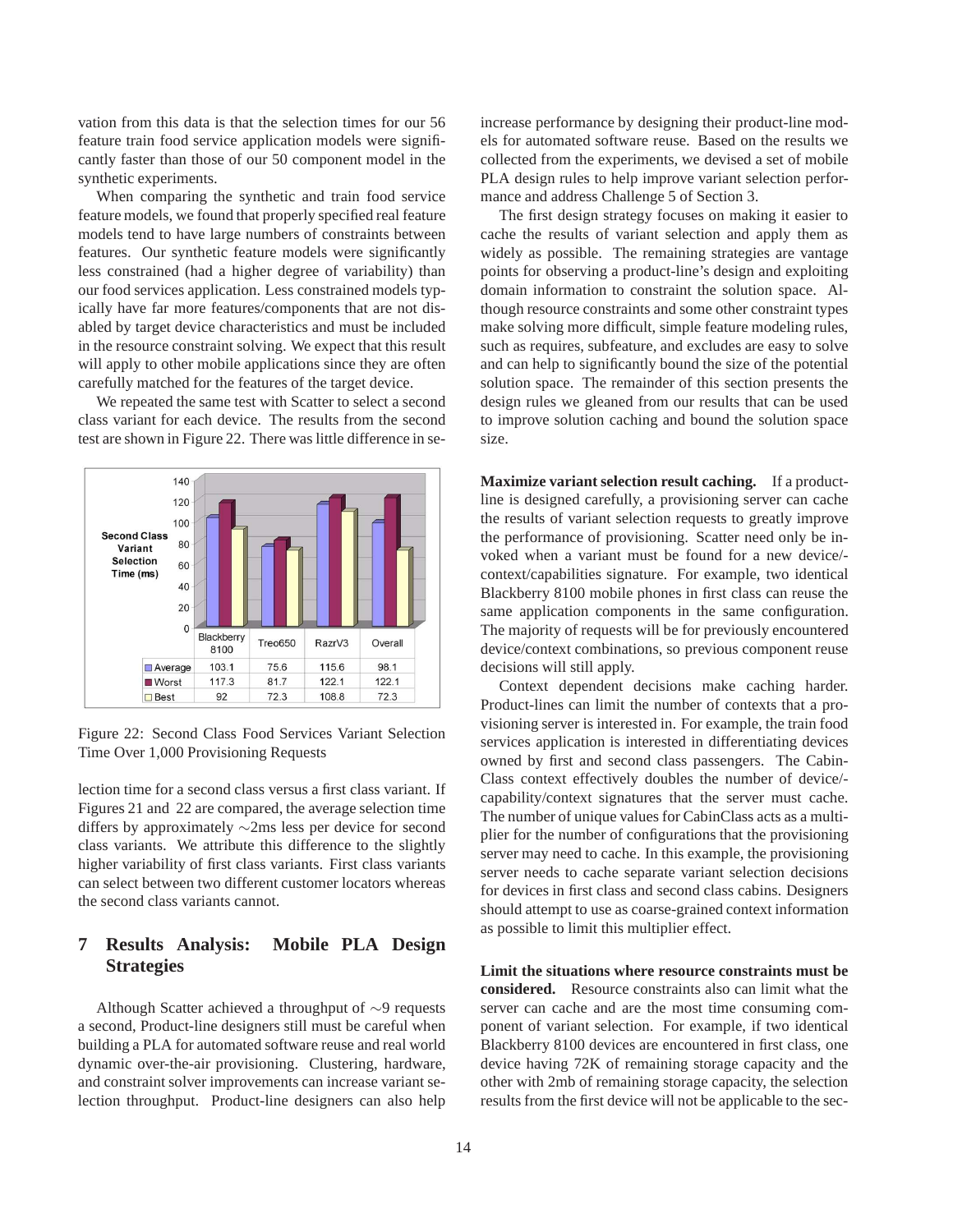vation from this data is that the selection times for our 56 feature train food service application models were significantly faster than those of our 50 component model in the synthetic experiments.

When comparing the synthetic and train food service feature models, we found that properly specified real feature models tend to have large numbers of constraints between features. Our synthetic feature models were significantly less constrained (had a higher degree of variability) than our food services application. Less constrained models typically have far more features/components that are not disabled by target device characteristics and must be included in the resource constraint solving. We expect that this result will apply to other mobile applications since they are often carefully matched for the features of the target device.

We repeated the same test with Scatter to select a second class variant for each device. The results from the second test are shown in Figure 22. There was little difference in selection time for a second class versus a first class variant. If Figures 21 and 22 are compared, the average selection time differs by approximately ∼2ms less per device for second class variants. We attribute this difference to the slightly higher variability of first class variants. First class variants can select between two different customer locators whereas the second class variants cannot.

| Second Class Variant Selection Time (ms) | Blackberry 8100 | Treo650 | RazrV3 | Overall |
|---|---|---|---|---|
| Average | 103.1 | 75.6 | 115.6 | 98.1 |
| Worst | 117.3 | 81.7 | 122.1 | 122.1 |
| Best | 92 | 72.3 | 108.8 | 72.3 |

Figure 22: Second Class Food Services Variant Selection Time Over 1,000 Provisioning Requests

# 7 Results Analysis: Mobile PLA Design Strategies

Although Scatter achieved a throughput of ∼9 requests a second, Product-line designers still must be careful when building a PLA for automated software reuse and real world dynamic over-the-air provisioning. Clustering, hardware, and constraint solver improvements can increase variant selection throughput. Product-line designers can also help increase performance by designing their product-line models for automated software reuse. Based on the results we collected from the experiments, we devised a set of mobile PLA design rules to help improve variant selection performance and address Challenge 5 of Section 3.

The first design strategy focuses on making it easier to cache the results of variant selection and apply them as widely as possible. The remaining strategies are vantage points for observing a product-line's design and exploiting domain information to constraint the solution space. Although resource constraints and some other constraint types make solving more difficult, simple feature modeling rules, such as requires, subfeature, and excludes are easy to solve and can help to significantly bound the size of the potential solution space. The remainder of this section presents the design rules we gleaned from our results that can be used to improve solution caching and bound the solution space size.

**Maximize variant selection result caching.** If a product-line is designed carefully, a provisioning server can cache the results of variant selection requests to greatly improve the performance of provisioning. Scatter need only be invoked when a variant must be found for a new device/-context/capabilities signature. For example, two identical Blackberry 8100 mobile phones in first class can reuse the same application components in the same configuration. The majority of requests will be for previously encountered device/context combinations, so previous component reuse decisions will still apply.

Context dependent decisions make caching harder. Product-lines can limit the number of contexts that a provisioning server is interested in. For example, the train food services application is interested in differentiating devices owned by first and second class passengers. The CabinClass context effectively doubles the number of device/-capability/context signatures that the server must cache. The number of unique values for CabinClass acts as a multiplier for the number of configurations that the provisioning server may need to cache. In this example, the provisioning server needs to cache separate variant selection decisions for devices in first class and second class cabins. Designers should attempt to use as coarse-grained context information as possible to limit this multiplier effect.

**Limit the situations where resource constraints must be considered.** Resource constraints also can limit what the server can cache and are the most time consuming component of variant selection. For example, if two identical Blackberry 8100 devices are encountered in first class, one device having 72K of remaining storage capacity and the other with 2mb of remaining storage capacity, the selection results from the first device will not be applicable to the sec-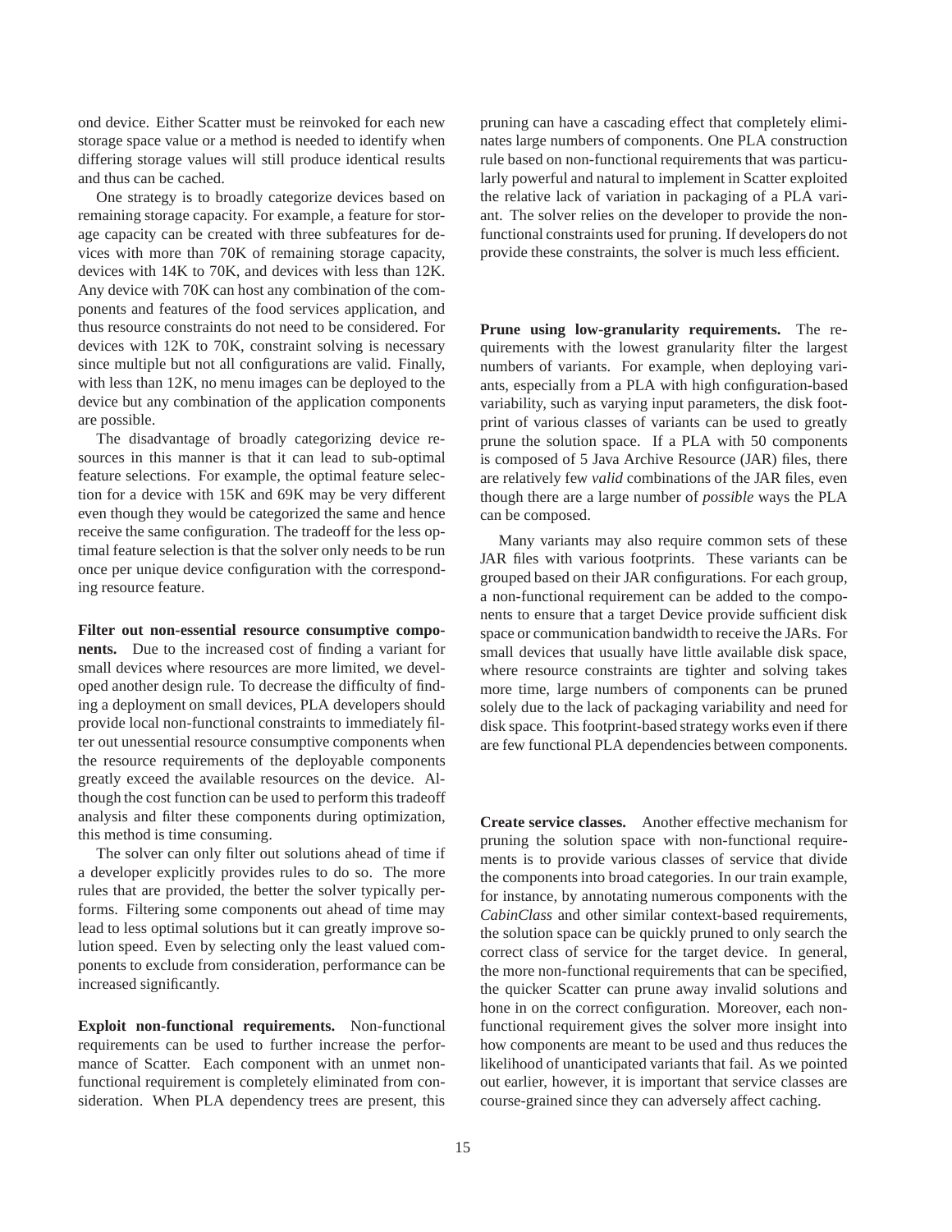ond device. Either Scatter must be reinvoked for each new storage space value or a method is needed to identify when differing storage values will still produce identical results and thus can be cached.

One strategy is to broadly categorize devices based on remaining storage capacity. For example, a feature for storage capacity can be created with three subfeatures for devices with more than 70K of remaining storage capacity, devices with 14K to 70K, and devices with less than 12K. Any device with 70K can host any combination of the components and features of the food services application, and thus resource constraints do not need to be considered. For devices with 12K to 70K, constraint solving is necessary since multiple but not all configurations are valid. Finally, with less than 12K, no menu images can be deployed to the device but any combination of the application components are possible.

The disadvantage of broadly categorizing device resources in this manner is that it can lead to sub-optimal feature selections. For example, the optimal feature selection for a device with 15K and 69K may be very different even though they would be categorized the same and hence receive the same configuration. The tradeoff for the less optimal feature selection is that the solver only needs to be run once per unique device configuration with the corresponding resource feature.

**Filter out non-essential resource consumptive components.** Due to the increased cost of finding a variant for small devices where resources are more limited, we developed another design rule. To decrease the difficulty of finding a deployment on small devices, PLA developers should provide local non-functional constraints to immediately filter out unessential resource consumptive components when the resource requirements of the deployable components greatly exceed the available resources on the device. Although the cost function can be used to perform this tradeoff analysis and filter these components during optimization, this method is time consuming.

The solver can only filter out solutions ahead of time if a developer explicitly provides rules to do so. The more rules that are provided, the better the solver typically performs. Filtering some components out ahead of time may lead to less optimal solutions but it can greatly improve solution speed. Even by selecting only the least valued components to exclude from consideration, performance can be increased significantly.

**Exploit non-functional requirements.** Non-functional requirements can be used to further increase the performance of Scatter. Each component with an unmet non-functional requirement is completely eliminated from consideration. When PLA dependency trees are present, this pruning can have a cascading effect that completely eliminates large numbers of components. One PLA construction rule based on non-functional requirements that was particularly powerful and natural to implement in Scatter exploited the relative lack of variation in packaging of a PLA variant. The solver relies on the developer to provide the non-functional constraints used for pruning. If developers do not provide these constraints, the solver is much less efficient.

**Prune using low-granularity requirements.** The requirements with the lowest granularity filter the largest numbers of variants. For example, when deploying variants, especially from a PLA with high configuration-based variability, such as varying input parameters, the disk footprint of various classes of variants can be used to greatly prune the solution space. If a PLA with 50 components is composed of 5 Java Archive Resource (JAR) files, there are relatively few *valid* combinations of the JAR files, even though there are a large number of *possible* ways the PLA can be composed.

Many variants may also require common sets of these JAR files with various footprints. These variants can be grouped based on their JAR configurations. For each group, a non-functional requirement can be added to the components to ensure that a target Device provide sufficient disk space or communication bandwidth to receive the JARs. For small devices that usually have little available disk space, where resource constraints are tighter and solving takes more time, large numbers of components can be pruned solely due to the lack of packaging variability and need for disk space. This footprint-based strategy works even if there are few functional PLA dependencies between components.

**Create service classes.** Another effective mechanism for pruning the solution space with non-functional requirements is to provide various classes of service that divide the components into broad categories. In our train example, for instance, by annotating numerous components with the *CabinClass* and other similar context-based requirements, the solution space can be quickly pruned to only search the correct class of service for the target device. In general, the more non-functional requirements that can be specified, the quicker Scatter can prune away invalid solutions and hone in on the correct configuration. Moreover, each non-functional requirement gives the solver more insight into how components are meant to be used and thus reduces the likelihood of unanticipated variants that fail. As we pointed out earlier, however, it is important that service classes are course-grained since they can adversely affect caching.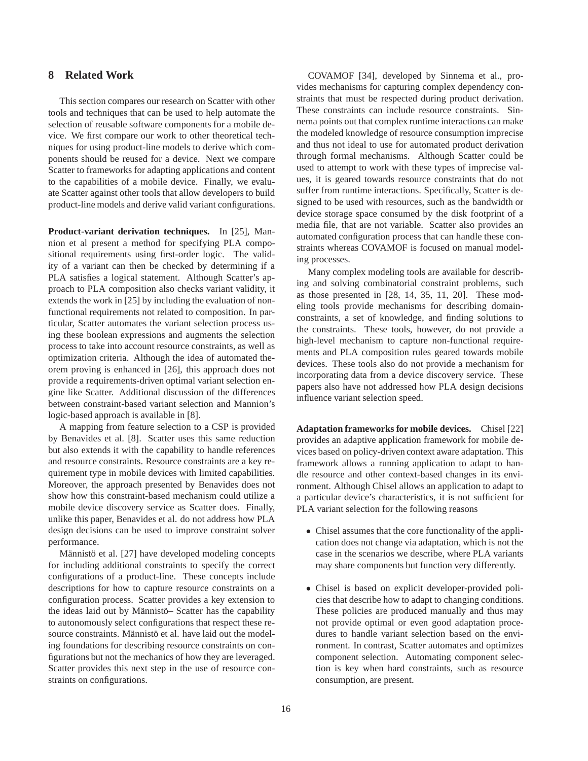## 8 Related Work

This section compares our research on Scatter with other tools and techniques that can be used to help automate the selection of reusable software components for a mobile device. We first compare our work to other theoretical techniques for using product-line models to derive which components should be reused for a device. Next we compare Scatter to frameworks for adapting applications and content to the capabilities of a mobile device. Finally, we evaluate Scatter against other tools that allow developers to build product-line models and derive valid variant configurations.

**Product-variant derivation techniques.** In [25], Mannion et al present a method for specifying PLA compositional requirements using first-order logic. The validity of a variant can then be checked by determining if a PLA satisfies a logical statement. Although Scatter's approach to PLA composition also checks variant validity, it extends the work in [25] by including the evaluation of non-functional requirements not related to composition. In particular, Scatter automates the variant selection process using these boolean expressions and augments the selection process to take into account resource constraints, as well as optimization criteria. Although the idea of automated theorem proving is enhanced in [26], this approach does not provide a requirements-driven optimal variant selection engine like Scatter. Additional discussion of the differences between constraint-based variant selection and Mannion's logic-based approach is available in [8].

A mapping from feature selection to a CSP is provided by Benavides et al. [8]. Scatter uses this same reduction but also extends it with the capability to handle references and resource constraints. Resource constraints are a key requirement type in mobile devices with limited capabilities. Moreover, the approach presented by Benavides does not show how this constraint-based mechanism could utilize a mobile device discovery service as Scatter does. Finally, unlike this paper, Benavides et al. do not address how PLA design decisions can be used to improve constraint solver performance.

Männistö et al. [27] have developed modeling concepts for including additional constraints to specify the correct configurations of a product-line. These concepts include descriptions for how to capture resource constraints on a configuration process. Scatter provides a key extension to the ideas laid out by Männistö– Scatter has the capability to autonomously select configurations that respect these resource constraints. Männistö et al. have laid out the modeling foundations for describing resource constraints on configurations but not the mechanics of how they are leveraged. Scatter provides this next step in the use of resource constraints on configurations.

COVAMOF [34], developed by Sinnema et al., provides mechanisms for capturing complex dependency constraints that must be respected during product derivation. These constraints can include resource constraints. Sinnema points out that complex runtime interactions can make the modeled knowledge of resource consumption imprecise and thus not ideal to use for automated product derivation through formal mechanisms. Although Scatter could be used to attempt to work with these types of imprecise values, it is geared towards resource constraints that do not suffer from runtime interactions. Specifically, Scatter is designed to be used with resources, such as the bandwidth or device storage space consumed by the disk footprint of a media file, that are not variable. Scatter also provides an automated configuration process that can handle these constraints whereas COVAMOF is focused on manual modeling processes.

Many complex modeling tools are available for describing and solving combinatorial constraint problems, such as those presented in [28, 14, 35, 11, 20]. These modeling tools provide mechanisms for describing domain-constraints, a set of knowledge, and finding solutions to the constraints. These tools, however, do not provide a high-level mechanism to capture non-functional requirements and PLA composition rules geared towards mobile devices. These tools also do not provide a mechanism for incorporating data from a device discovery service. These papers also have not addressed how PLA design decisions influence variant selection speed.

**Adaptation frameworks for mobile devices.** Chisel [22] provides an adaptive application framework for mobile devices based on policy-driven context aware adaptation. This framework allows a running application to adapt to handle resource and other context-based changes in its environment. Although Chisel allows an application to adapt to a particular device's characteristics, it is not sufficient for PLA variant selection for the following reasons

- Chisel assumes that the core functionality of the application does not change via adaptation, which is not the case in the scenarios we describe, where PLA variants may share components but function very differently.
- Chisel is based on explicit developer-provided policies that describe how to adapt to changing conditions. These policies are produced manually and thus may not provide optimal or even good adaptation procedures to handle variant selection based on the environment. In contrast, Scatter automates and optimizes component selection. Automating component selection is key when hard constraints, such as resource consumption, are present.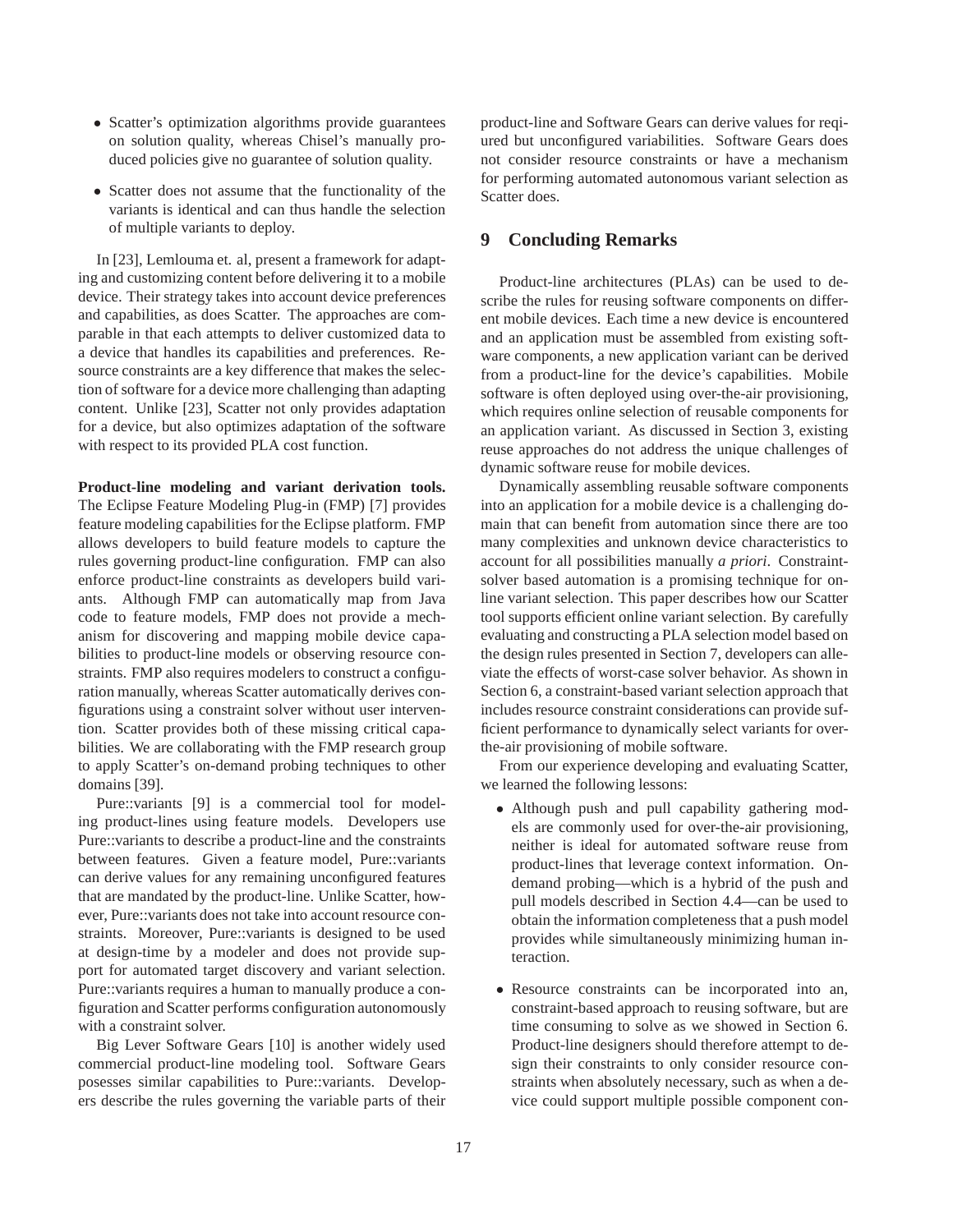- Scatter's optimization algorithms provide guarantees on solution quality, whereas Chisel's manually produced policies give no guarantee of solution quality.

- Scatter does not assume that the functionality of the variants is identical and can thus handle the selection of multiple variants to deploy.

In [23], Lemlouma et. al, present a framework for adapting and customizing content before delivering it to a mobile device. Their strategy takes into account device preferences and capabilities, as does Scatter. The approaches are comparable in that each attempts to deliver customized data to a device that handles its capabilities and preferences. Resource constraints are a key difference that makes the selection of software for a device more challenging than adapting content. Unlike [23], Scatter not only provides adaptation for a device, but also optimizes adaptation of the software with respect to its provided PLA cost function.

**Product-line modeling and variant derivation tools.** The Eclipse Feature Modeling Plug-in (FMP) [7] provides feature modeling capabilities for the Eclipse platform. FMP allows developers to build feature models to capture the rules governing product-line configuration. FMP can also enforce product-line constraints as developers build variants. Although FMP can automatically map from Java code to feature models, FMP does not provide a mechanism for discovering and mapping mobile device capabilities to product-line models or observing resource constraints. FMP also requires modelers to construct a configuration manually, whereas Scatter automatically derives configurations using a constraint solver without user intervention. Scatter provides both of these missing critical capabilities. We are collaborating with the FMP research group to apply Scatter's on-demand probing techniques to other domains [39].

Pure::variants [9] is a commercial tool for modeling product-lines using feature models. Developers use Pure::variants to describe a product-line and the constraints between features. Given a feature model, Pure::variants can derive values for any remaining unconfigured features that are mandated by the product-line. Unlike Scatter, however, Pure::variants does not take into account resource constraints. Moreover, Pure::variants is designed to be used at design-time by a modeler and does not provide support for automated target discovery and variant selection. Pure::variants requires a human to manually produce a configuration and Scatter performs configuration autonomously with a constraint solver.

Big Lever Software Gears [10] is another widely used commercial product-line modeling tool. Software Gears posesses similar capabilities to Pure::variants. Developers describe the rules governing the variable parts of their product-line and Software Gears can derive values for required but unconfigured variabilities. Software Gears does not consider resource constraints or have a mechanism for performing automated autonomous variant selection as Scatter does.

## 9 Concluding Remarks

Product-line architectures (PLAs) can be used to describe the rules for reusing software components on different mobile devices. Each time a new device is encountered and an application must be assembled from existing software components, a new application variant can be derived from a product-line for the device's capabilities. Mobile software is often deployed using over-the-air provisioning, which requires online selection of reusable components for an application variant. As discussed in Section 3, existing reuse approaches do not address the unique challenges of dynamic software reuse for mobile devices.

Dynamically assembling reusable software components into an application for a mobile device is a challenging domain that can benefit from automation since there are too many complexities and unknown device characteristics to account for all possibilities manually *a priori*. Constraint-solver based automation is a promising technique for online variant selection. This paper describes how our Scatter tool supports efficient online variant selection. By carefully evaluating and constructing a PLA selection model based on the design rules presented in Section 7, developers can alleviate the effects of worst-case solver behavior. As shown in Section 6, a constraint-based variant selection approach that includes resource constraint considerations can provide sufficient performance to dynamically select variants for over-the-air provisioning of mobile software.

From our experience developing and evaluating Scatter, we learned the following lessons:

- Although push and pull capability gathering models are commonly used for over-the-air provisioning, neither is ideal for automated software reuse from product-lines that leverage context information. On-demand probing—which is a hybrid of the push and pull models described in Section 4.4—can be used to obtain the information completeness that a push model provides while simultaneously minimizing human interaction.

- Resource constraints can be incorporated into an, constraint-based approach to reusing software, but are time consuming to solve as we showed in Section 6. Product-line designers should therefore attempt to design their constraints to only consider resource constraints when absolutely necessary, such as when a device could support multiple possible component con-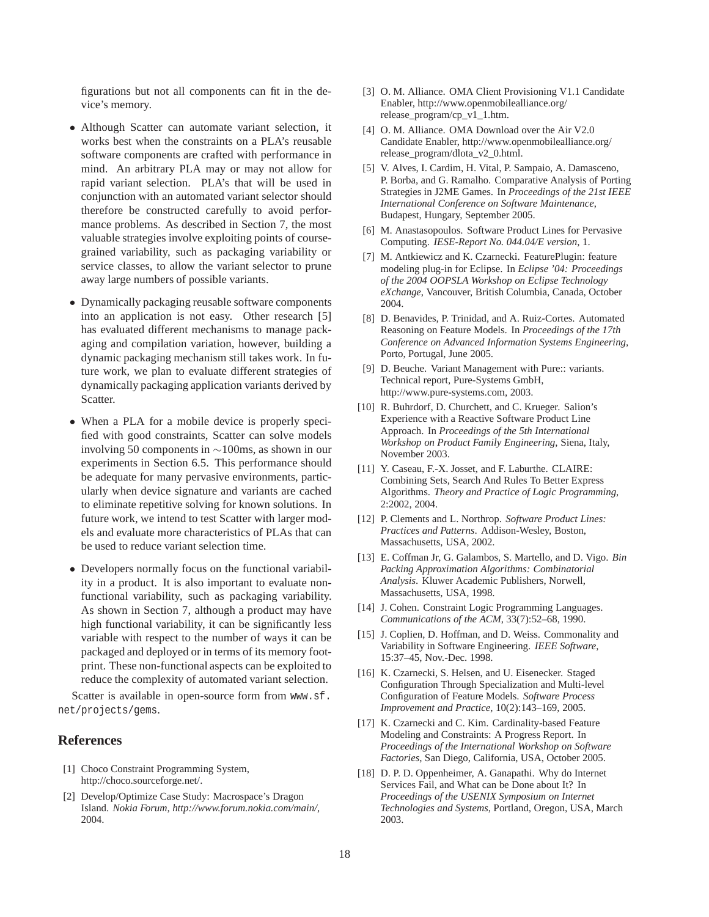figurations but not all components can fit in the device's memory.

- Although Scatter can automate variant selection, it works best when the constraints on a PLA's reusable software components are crafted with performance in mind. An arbitrary PLA may or may not allow for rapid variant selection. PLA's that will be used in conjunction with an automated variant selector should therefore be constructed carefully to avoid performance problems. As described in Section 7, the most valuable strategies involve exploiting points of course-grained variability, such as packaging variability or service classes, to allow the variant selector to prune away large numbers of possible variants.

- Dynamically packaging reusable software components into an application is not easy. Other research [5] has evaluated different mechanisms to manage packaging and compilation variation, however, building a dynamic packaging mechanism still takes work. In future work, we plan to evaluate different strategies of dynamically packaging application variants derived by Scatter.

- When a PLA for a mobile device is properly specified with good constraints, Scatter can solve models involving 50 components in $\sim$100ms, as shown in our experiments in Section 6.5. This performance should be adequate for many pervasive environments, particularly when device signature and variants are cached to eliminate repetitive solving for known solutions. In future work, we intend to test Scatter with larger models and evaluate more characteristics of PLAs that can be used to reduce variant selection time.

- Developers normally focus on the functional variability in a product. It is also important to evaluate non-functional variability, such as packaging variability. As shown in Section 7, although a product may have high functional variability, it can be significantly less variable with respect to the number of ways it can be packaged and deployed or in terms of its memory footprint. These non-functional aspects can be exploited to reduce the complexity of automated variant selection.

Scatter is available in open-source form from `www.sf.net/projects/gems`.

## References

[1] Choco Constraint Programming System, http://choco.sourceforge.net/.

[2] Develop/Optimize Case Study: Macrospace's Dragon Island. *Nokia Forum, http://www.forum.nokia.com/main/*, 2004.

[3] O. M. Alliance. OMA Client Provisioning V1.1 Candidate Enabler, http://www.openmobilealliance.org/release_program/cp_v1_1.htm.

[4] O. M. Alliance. OMA Download over the Air V2.0 Candidate Enabler, http://www.openmobilealliance.org/release_program/dlota_v2_0.html.

[5] V. Alves, I. Cardim, H. Vital, P. Sampaio, A. Damasceno, P. Borba, and G. Ramalho. Comparative Analysis of Porting Strategies in J2ME Games. In *Proceedings of the 21st IEEE International Conference on Software Maintenance*, Budapest, Hungary, September 2005.

[6] M. Anastasopoulos. Software Product Lines for Pervasive Computing. *IESE-Report No. 044.04/E version*, 1.

[7] M. Antkiewicz and K. Czarnecki. FeaturePlugin: feature modeling plug-in for Eclipse. In *Eclipse '04: Proceedings of the 2004 OOPSLA Workshop on Eclipse Technology eXchange*, Vancouver, British Columbia, Canada, October 2004.

[8] D. Benavides, P. Trinidad, and A. Ruiz-Cortes. Automated Reasoning on Feature Models. In *Proceedings of the 17th Conference on Advanced Information Systems Engineering*, Porto, Portugal, June 2005.

[9] D. Beuche. Variant Management with Pure:: variants. Technical report, Pure-Systems GmbH, http://www.pure-systems.com, 2003.

[10] R. Buhrdorf, D. Churchett, and C. Krueger. Salion's Experience with a Reactive Software Product Line Approach. In *Proceedings of the 5th International Workshop on Product Family Engineering*, Siena, Italy, November 2003.

[11] Y. Caseau, F.-X. Josset, and F. Laburthe. CLAIRE: Combining Sets, Search And Rules To Better Express Algorithms. *Theory and Practice of Logic Programming*, 2:2002, 2004.

[12] P. Clements and L. Northrop. *Software Product Lines: Practices and Patterns*. Addison-Wesley, Boston, Massachusetts, USA, 2002.

[13] E. Coffman Jr, G. Galambos, S. Martello, and D. Vigo. *Bin Packing Approximation Algorithms: Combinatorial Analysis*. Kluwer Academic Publishers, Norwell, Massachusetts, USA, 1998.

[14] J. Cohen. Constraint Logic Programming Languages. *Communications of the ACM*, 33(7):52–68, 1990.

[15] J. Coplien, D. Hoffman, and D. Weiss. Commonality and Variability in Software Engineering. *IEEE Software*, 15:37–45, Nov.-Dec. 1998.

[16] K. Czarnecki, S. Helsen, and U. Eisenecker. Staged Configuration Through Specialization and Multi-level Configuration of Feature Models. *Software Process Improvement and Practice*, 10(2):143–169, 2005.

[17] K. Czarnecki and C. Kim. Cardinality-based Feature Modeling and Constraints: A Progress Report. In *Proceedings of the International Workshop on Software Factories*, San Diego, California, USA, October 2005.

[18] D. P. D. Oppenheimer, A. Ganapathi. Why do Internet Services Fail, and What can be Done about It? In *Proceedings of the USENIX Symposium on Internet Technologies and Systems*, Portland, Oregon, USA, March 2003.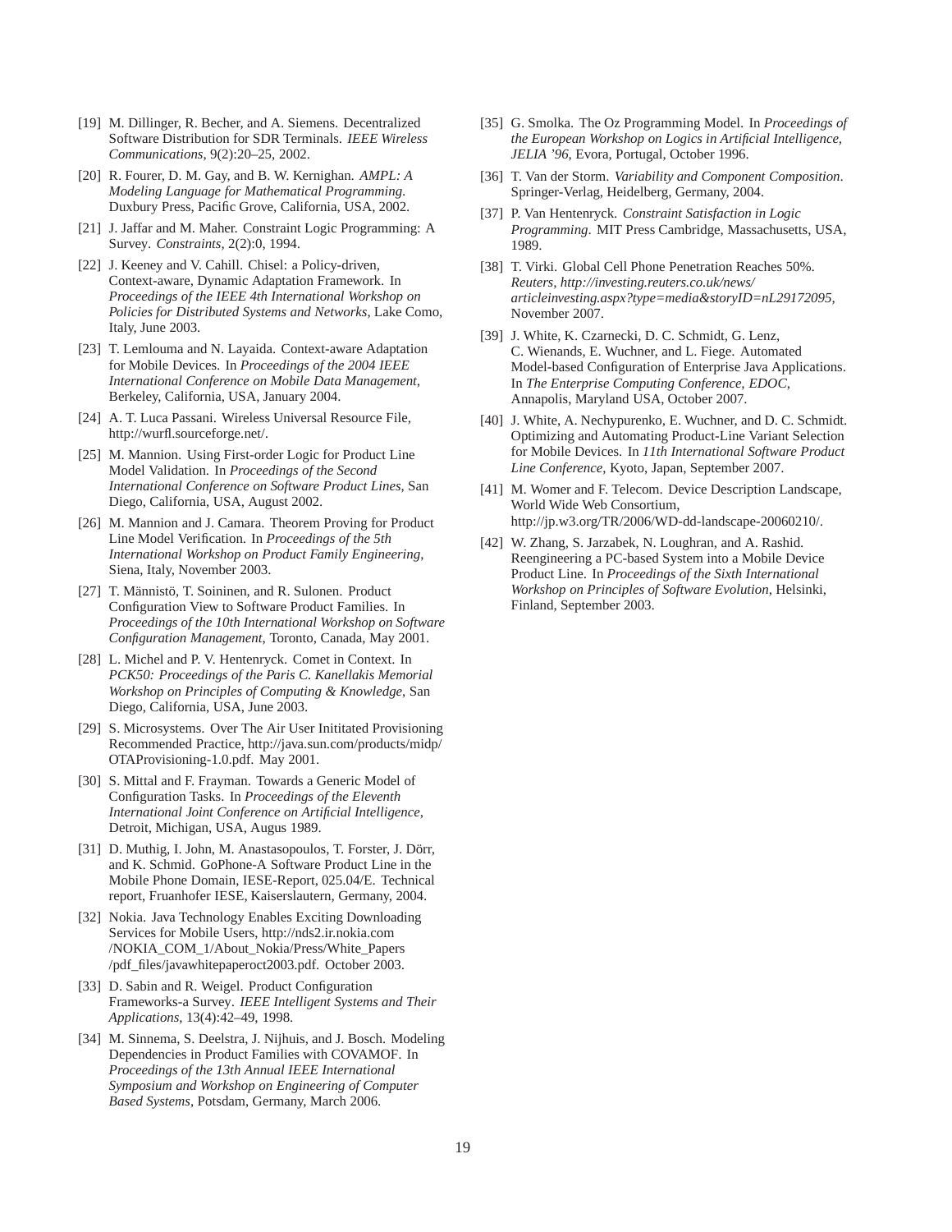[19] M. Dillinger, R. Becher, and A. Siemens. Decentralized Software Distribution for SDR Terminals. *IEEE Wireless Communications*, 9(2):20–25, 2002.

[20] R. Fourer, D. M. Gay, and B. W. Kernighan. *AMPL: A Modeling Language for Mathematical Programming*. Duxbury Press, Pacific Grove, California, USA, 2002.

[21] J. Jaffar and M. Maher. Constraint Logic Programming: A Survey. *Constraints*, 2(2):0, 1994.

[22] J. Keeney and V. Cahill. Chisel: a Policy-driven, Context-aware, Dynamic Adaptation Framework. In *Proceedings of the IEEE 4th International Workshop on Policies for Distributed Systems and Networks*, Lake Como, Italy, June 2003.

[23] T. Lemlouma and N. Layaida. Context-aware Adaptation for Mobile Devices. In *Proceedings of the 2004 IEEE International Conference on Mobile Data Management*, Berkeley, California, USA, January 2004.

[24] A. T. Luca Passani. Wireless Universal Resource File, http://wurfl.sourceforge.net/.

[25] M. Mannion. Using First-order Logic for Product Line Model Validation. In *Proceedings of the Second International Conference on Software Product Lines*, San Diego, California, USA, August 2002.

[26] M. Mannion and J. Camara. Theorem Proving for Product Line Model Verification. In *Proceedings of the 5th International Workshop on Product Family Engineering*, Siena, Italy, November 2003.

[27] T. Männistö, T. Soininen, and R. Sulonen. Product Configuration View to Software Product Families. In *Proceedings of the 10th International Workshop on Software Configuration Management*, Toronto, Canada, May 2001.

[28] L. Michel and P. V. Hentenryck. Comet in Context. In *PCK50: Proceedings of the Paris C. Kanellakis Memorial Workshop on Principles of Computing & Knowledge*, San Diego, California, USA, June 2003.

[29] S. Microsystems. Over The Air User Inititated Provisioning Recommended Practice, http://java.sun.com/products/midp/OTAProvisioning-1.0.pdf. May 2001.

[30] S. Mittal and F. Frayman. Towards a Generic Model of Configuration Tasks. In *Proceedings of the Eleventh International Joint Conference on Artificial Intelligence*, Detroit, Michigan, USA, Augus 1989.

[31] D. Muthig, I. John, M. Anastasopoulos, T. Forster, J. Dörr, and K. Schmid. GoPhone-A Software Product Line in the Mobile Phone Domain, IESE-Report, 025.04/E. Technical report, Fruanhofer IESE, Kaiserslautern, Germany, 2004.

[32] Nokia. Java Technology Enables Exciting Downloading Services for Mobile Users, http://nds2.ir.nokia.com/NOKIA_COM_1/About_Nokia/Press/White_Papers/pdf_files/javawhitepaperoct2003.pdf. October 2003.

[33] D. Sabin and R. Weigel. Product Configuration Frameworks-a Survey. *IEEE Intelligent Systems and Their Applications*, 13(4):42–49, 1998.

[34] M. Sinnema, S. Deelstra, J. Nijhuis, and J. Bosch. Modeling Dependencies in Product Families with COVAMOF. In *Proceedings of the 13th Annual IEEE International Symposium and Workshop on Engineering of Computer Based Systems*, Potsdam, Germany, March 2006.

[35] G. Smolka. The Oz Programming Model. In *Proceedings of the European Workshop on Logics in Artificial Intelligence, JELIA '96*, Evora, Portugal, October 1996.

[36] T. Van der Storm. *Variability and Component Composition*. Springer-Verlag, Heidelberg, Germany, 2004.

[37] P. Van Hentenryck. *Constraint Satisfaction in Logic Programming*. MIT Press Cambridge, Massachusetts, USA, 1989.

[38] T. Virki. Global Cell Phone Penetration Reaches 50%. *Reuters, http://investing.reuters.co.uk/news/articleinvesting.aspx?type=media&storyID=nL29172095*, November 2007.

[39] J. White, K. Czarnecki, D. C. Schmidt, G. Lenz, C. Wienands, E. Wuchner, and L. Fiege. Automated Model-based Configuration of Enterprise Java Applications. In *The Enterprise Computing Conference, EDOC*, Annapolis, Maryland USA, October 2007.

[40] J. White, A. Nechypurenko, E. Wuchner, and D. C. Schmidt. Optimizing and Automating Product-Line Variant Selection for Mobile Devices. In *11th International Software Product Line Conference*, Kyoto, Japan, September 2007.

[41] M. Womer and F. Telecom. Device Description Landscape, World Wide Web Consortium, http://jp.w3.org/TR/2006/WD-dd-landscape-20060210/.

[42] W. Zhang, S. Jarzabek, N. Loughran, and A. Rashid. Reengineering a PC-based System into a Mobile Device Product Line. In *Proceedings of the Sixth International Workshop on Principles of Software Evolution*, Helsinki, Finland, September 2003.